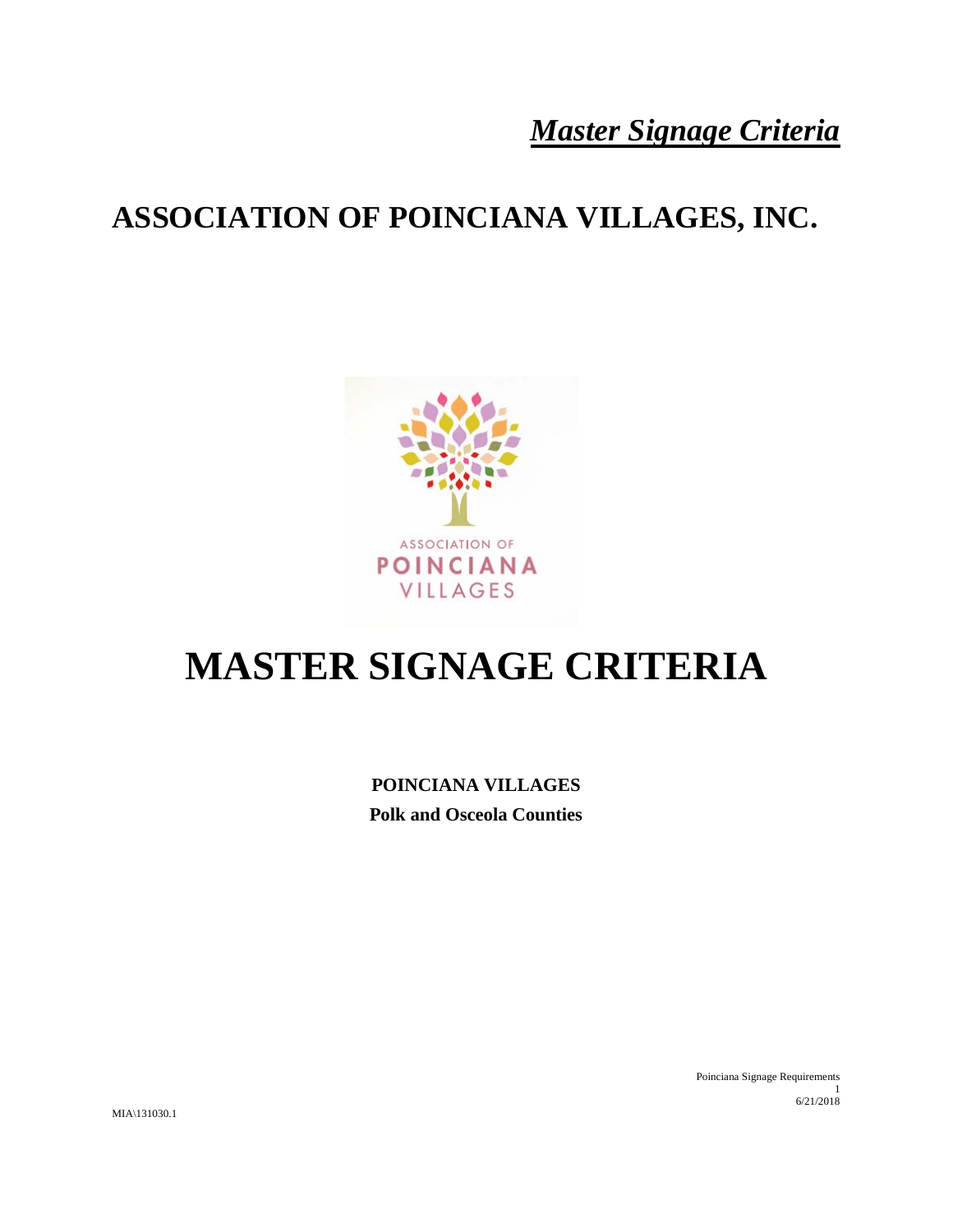*Master Signage Criteria*

# ASSOCIATION OF POINCIANA VILLAGES, INC.

ASSOCIATION OF
POINCIANA
VILLAGES

# MASTER SIGNAGE CRITERIA

**POINCIANA VILLAGES**

**Polk and Osceola Counties**

MIA\131030.1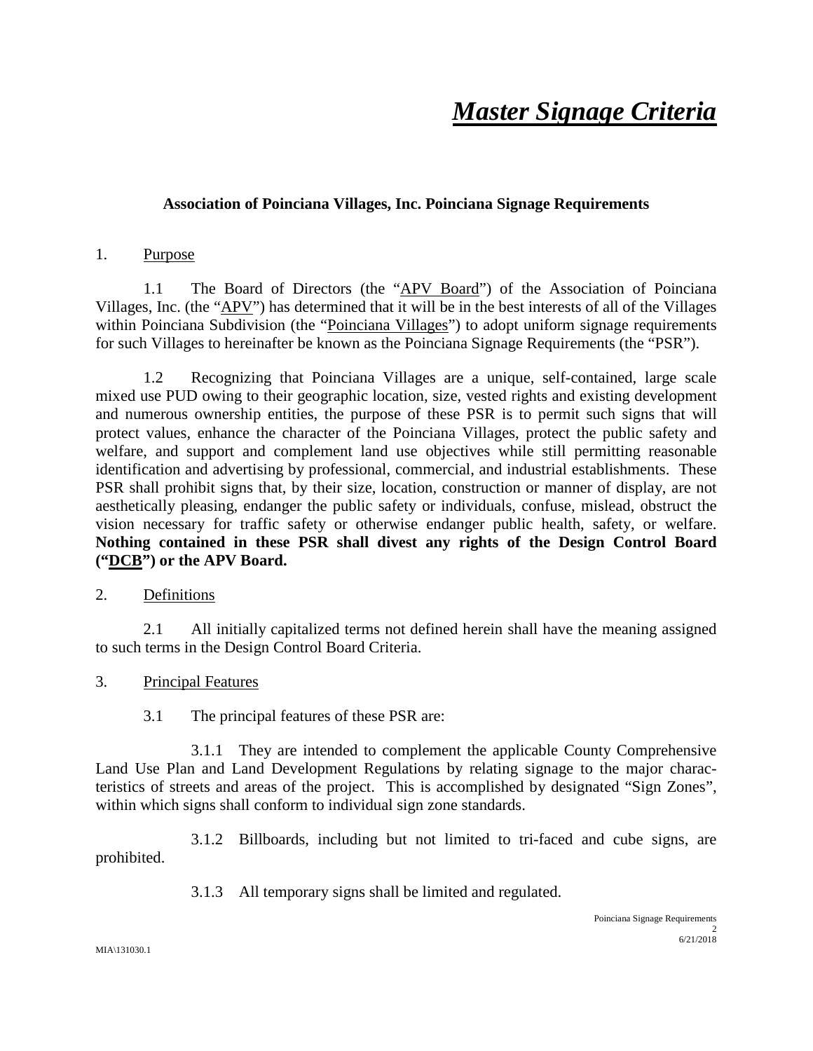# ***Master Signage Criteria***

**Association of Poinciana Villages, Inc. Poinciana Signage Requirements**

1. Purpose

1.1 The Board of Directors (the "APV Board") of the Association of Poinciana Villages, Inc. (the "APV") has determined that it will be in the best interests of all of the Villages within Poinciana Subdivision (the "Poinciana Villages") to adopt uniform signage requirements for such Villages to hereinafter be known as the Poinciana Signage Requirements (the "PSR").

1.2 Recognizing that Poinciana Villages are a unique, self-contained, large scale mixed use PUD owing to their geographic location, size, vested rights and existing development and numerous ownership entities, the purpose of these PSR is to permit such signs that will protect values, enhance the character of the Poinciana Villages, protect the public safety and welfare, and support and complement land use objectives while still permitting reasonable identification and advertising by professional, commercial, and industrial establishments. These PSR shall prohibit signs that, by their size, location, construction or manner of display, are not aesthetically pleasing, endanger the public safety or individuals, confuse, mislead, obstruct the vision necessary for traffic safety or otherwise endanger public health, safety, or welfare. **Nothing contained in these PSR shall divest any rights of the Design Control Board ("DCB") or the APV Board.**

2. Definitions

2.1 All initially capitalized terms not defined herein shall have the meaning assigned to such terms in the Design Control Board Criteria.

3. Principal Features

3.1 The principal features of these PSR are:

3.1.1 They are intended to complement the applicable County Comprehensive Land Use Plan and Land Development Regulations by relating signage to the major characteristics of streets and areas of the project. This is accomplished by designated "Sign Zones", within which signs shall conform to individual sign zone standards.

3.1.2 Billboards, including but not limited to tri-faced and cube signs, are prohibited.

3.1.3 All temporary signs shall be limited and regulated.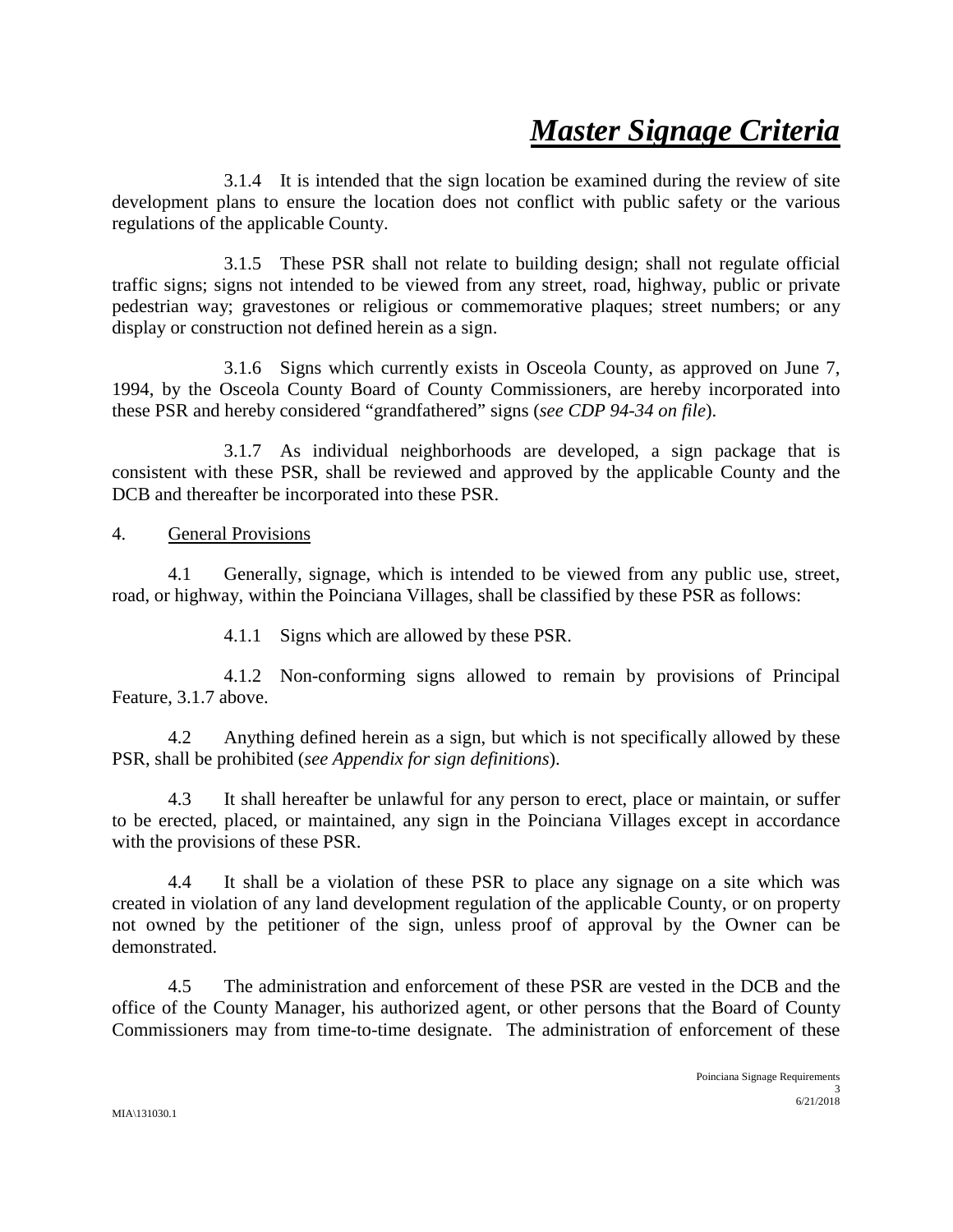3.1.4 It is intended that the sign location be examined during the review of site development plans to ensure the location does not conflict with public safety or the various regulations of the applicable County.

3.1.5 These PSR shall not relate to building design; shall not regulate official traffic signs; signs not intended to be viewed from any street, road, highway, public or private pedestrian way; gravestones or religious or commemorative plaques; street numbers; or any display or construction not defined herein as a sign.

3.1.6 Signs which currently exists in Osceola County, as approved on June 7, 1994, by the Osceola County Board of County Commissioners, are hereby incorporated into these PSR and hereby considered "grandfathered" signs (*see CDP 94-34 on file*).

3.1.7 As individual neighborhoods are developed, a sign package that is consistent with these PSR, shall be reviewed and approved by the applicable County and the DCB and thereafter be incorporated into these PSR.

4. General Provisions

4.1 Generally, signage, which is intended to be viewed from any public use, street, road, or highway, within the Poinciana Villages, shall be classified by these PSR as follows:

4.1.1 Signs which are allowed by these PSR.

4.1.2 Non-conforming signs allowed to remain by provisions of Principal Feature, 3.1.7 above.

4.2 Anything defined herein as a sign, but which is not specifically allowed by these PSR, shall be prohibited (*see Appendix for sign definitions*).

4.3 It shall hereafter be unlawful for any person to erect, place or maintain, or suffer to be erected, placed, or maintained, any sign in the Poinciana Villages except in accordance with the provisions of these PSR.

4.4 It shall be a violation of these PSR to place any signage on a site which was created in violation of any land development regulation of the applicable County, or on property not owned by the petitioner of the sign, unless proof of approval by the Owner can be demonstrated.

4.5 The administration and enforcement of these PSR are vested in the DCB and the office of the County Manager, his authorized agent, or other persons that the Board of County Commissioners may from time-to-time designate. The administration of enforcement of these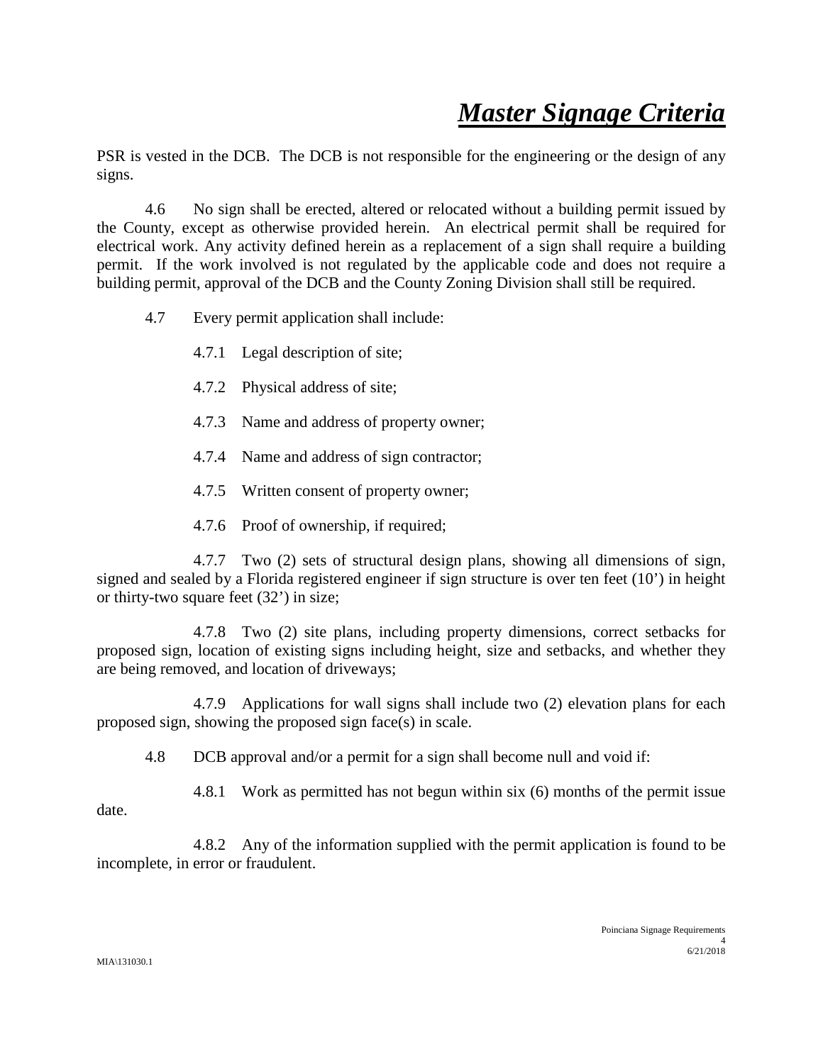PSR is vested in the DCB. The DCB is not responsible for the engineering or the design of any signs.

4.6 No sign shall be erected, altered or relocated without a building permit issued by the County, except as otherwise provided herein. An electrical permit shall be required for electrical work. Any activity defined herein as a replacement of a sign shall require a building permit. If the work involved is not regulated by the applicable code and does not require a building permit, approval of the DCB and the County Zoning Division shall still be required.

4.7 Every permit application shall include:

4.7.1 Legal description of site;

4.7.2 Physical address of site;

4.7.3 Name and address of property owner;

4.7.4 Name and address of sign contractor;

4.7.5 Written consent of property owner;

4.7.6 Proof of ownership, if required;

4.7.7 Two (2) sets of structural design plans, showing all dimensions of sign, signed and sealed by a Florida registered engineer if sign structure is over ten feet (10') in height or thirty-two square feet (32') in size;

4.7.8 Two (2) site plans, including property dimensions, correct setbacks for proposed sign, location of existing signs including height, size and setbacks, and whether they are being removed, and location of driveways;

4.7.9 Applications for wall signs shall include two (2) elevation plans for each proposed sign, showing the proposed sign face(s) in scale.

4.8 DCB approval and/or a permit for a sign shall become null and void if:

4.8.1 Work as permitted has not begun within six (6) months of the permit issue date.

4.8.2 Any of the information supplied with the permit application is found to be incomplete, in error or fraudulent.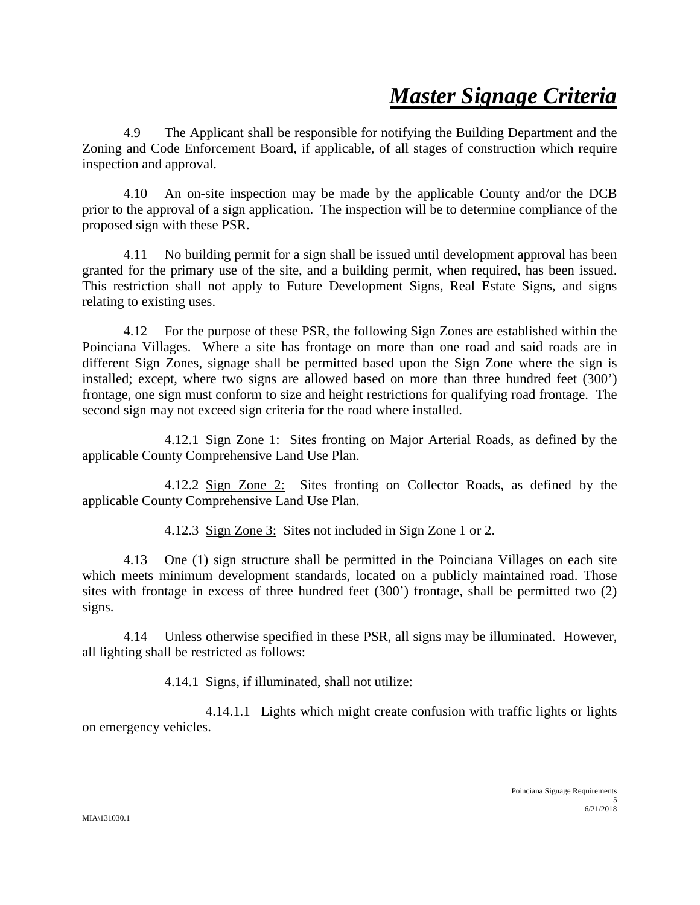4.9 The Applicant shall be responsible for notifying the Building Department and the Zoning and Code Enforcement Board, if applicable, of all stages of construction which require inspection and approval.

4.10 An on-site inspection may be made by the applicable County and/or the DCB prior to the approval of a sign application. The inspection will be to determine compliance of the proposed sign with these PSR.

4.11 No building permit for a sign shall be issued until development approval has been granted for the primary use of the site, and a building permit, when required, has been issued. This restriction shall not apply to Future Development Signs, Real Estate Signs, and signs relating to existing uses.

4.12 For the purpose of these PSR, the following Sign Zones are established within the Poinciana Villages. Where a site has frontage on more than one road and said roads are in different Sign Zones, signage shall be permitted based upon the Sign Zone where the sign is installed; except, where two signs are allowed based on more than three hundred feet (300') frontage, one sign must conform to size and height restrictions for qualifying road frontage. The second sign may not exceed sign criteria for the road where installed.

4.12.1 <u>Sign Zone 1:</u> Sites fronting on Major Arterial Roads, as defined by the applicable County Comprehensive Land Use Plan.

4.12.2 <u>Sign Zone 2:</u> Sites fronting on Collector Roads, as defined by the applicable County Comprehensive Land Use Plan.

4.12.3 <u>Sign Zone 3:</u> Sites not included in Sign Zone 1 or 2.

4.13 One (1) sign structure shall be permitted in the Poinciana Villages on each site which meets minimum development standards, located on a publicly maintained road. Those sites with frontage in excess of three hundred feet (300') frontage, shall be permitted two (2) signs.

4.14 Unless otherwise specified in these PSR, all signs may be illuminated. However, all lighting shall be restricted as follows:

4.14.1 Signs, if illuminated, shall not utilize:

4.14.1.1 Lights which might create confusion with traffic lights or lights on emergency vehicles.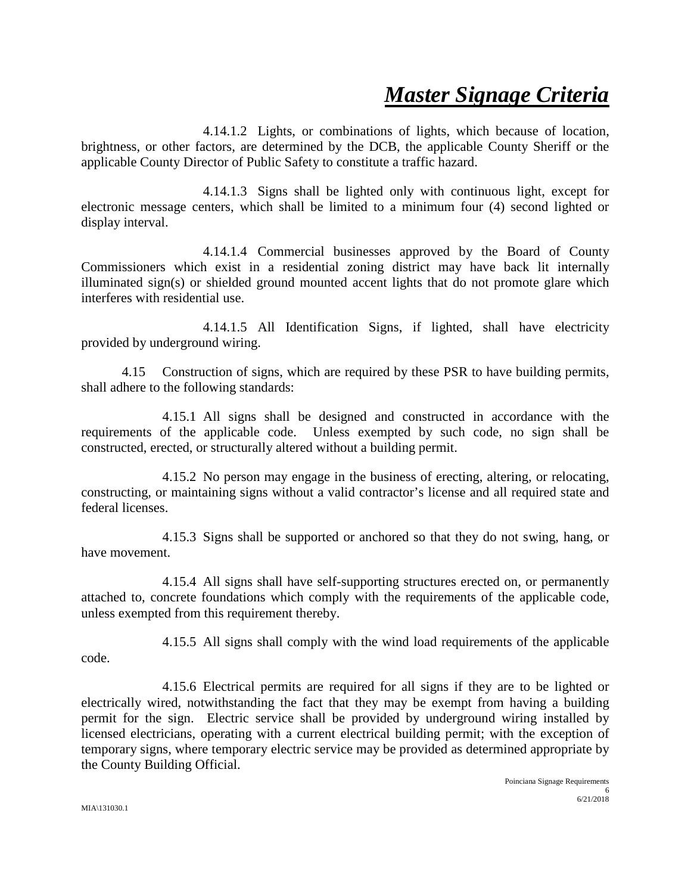4.14.1.2 Lights, or combinations of lights, which because of location, brightness, or other factors, are determined by the DCB, the applicable County Sheriff or the applicable County Director of Public Safety to constitute a traffic hazard.

4.14.1.3 Signs shall be lighted only with continuous light, except for electronic message centers, which shall be limited to a minimum four (4) second lighted or display interval.

4.14.1.4 Commercial businesses approved by the Board of County Commissioners which exist in a residential zoning district may have back lit internally illuminated sign(s) or shielded ground mounted accent lights that do not promote glare which interferes with residential use.

4.14.1.5 All Identification Signs, if lighted, shall have electricity provided by underground wiring.

4.15 Construction of signs, which are required by these PSR to have building permits, shall adhere to the following standards:

4.15.1 All signs shall be designed and constructed in accordance with the requirements of the applicable code. Unless exempted by such code, no sign shall be constructed, erected, or structurally altered without a building permit.

4.15.2 No person may engage in the business of erecting, altering, or relocating, constructing, or maintaining signs without a valid contractor's license and all required state and federal licenses.

4.15.3 Signs shall be supported or anchored so that they do not swing, hang, or have movement.

4.15.4 All signs shall have self-supporting structures erected on, or permanently attached to, concrete foundations which comply with the requirements of the applicable code, unless exempted from this requirement thereby.

4.15.5 All signs shall comply with the wind load requirements of the applicable code.

4.15.6 Electrical permits are required for all signs if they are to be lighted or electrically wired, notwithstanding the fact that they may be exempt from having a building permit for the sign. Electric service shall be provided by underground wiring installed by licensed electricians, operating with a current electrical building permit; with the exception of temporary signs, where temporary electric service may be provided as determined appropriate by the County Building Official.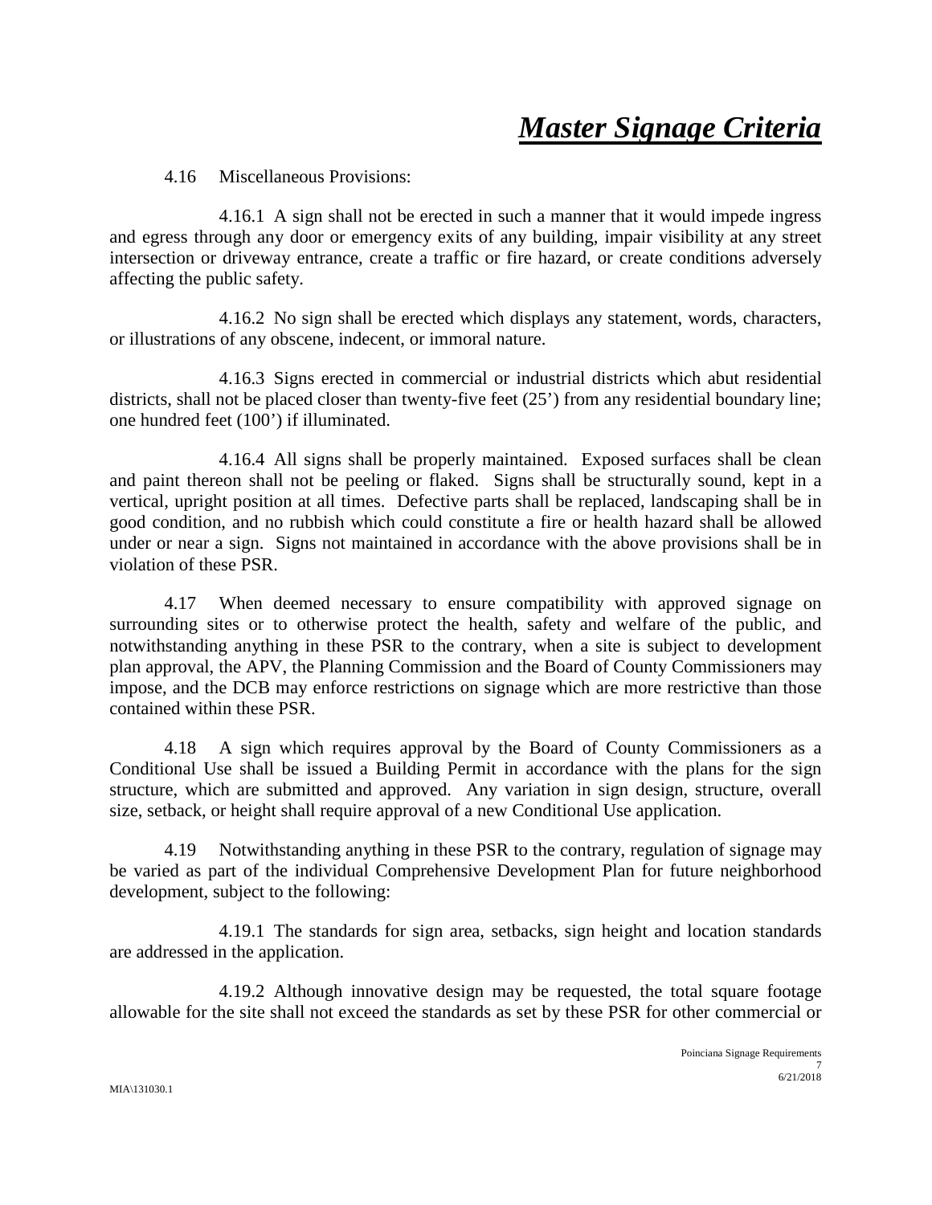# ***Master Signage Criteria***

4.16 Miscellaneous Provisions:

4.16.1 A sign shall not be erected in such a manner that it would impede ingress and egress through any door or emergency exits of any building, impair visibility at any street intersection or driveway entrance, create a traffic or fire hazard, or create conditions adversely affecting the public safety.

4.16.2 No sign shall be erected which displays any statement, words, characters, or illustrations of any obscene, indecent, or immoral nature.

4.16.3 Signs erected in commercial or industrial districts which abut residential districts, shall not be placed closer than twenty-five feet (25') from any residential boundary line; one hundred feet (100') if illuminated.

4.16.4 All signs shall be properly maintained. Exposed surfaces shall be clean and paint thereon shall not be peeling or flaked. Signs shall be structurally sound, kept in a vertical, upright position at all times. Defective parts shall be replaced, landscaping shall be in good condition, and no rubbish which could constitute a fire or health hazard shall be allowed under or near a sign. Signs not maintained in accordance with the above provisions shall be in violation of these PSR.

4.17 When deemed necessary to ensure compatibility with approved signage on surrounding sites or to otherwise protect the health, safety and welfare of the public, and notwithstanding anything in these PSR to the contrary, when a site is subject to development plan approval, the APV, the Planning Commission and the Board of County Commissioners may impose, and the DCB may enforce restrictions on signage which are more restrictive than those contained within these PSR.

4.18 A sign which requires approval by the Board of County Commissioners as a Conditional Use shall be issued a Building Permit in accordance with the plans for the sign structure, which are submitted and approved. Any variation in sign design, structure, overall size, setback, or height shall require approval of a new Conditional Use application.

4.19 Notwithstanding anything in these PSR to the contrary, regulation of signage may be varied as part of the individual Comprehensive Development Plan for future neighborhood development, subject to the following:

4.19.1 The standards for sign area, setbacks, sign height and location standards are addressed in the application.

4.19.2 Although innovative design may be requested, the total square footage allowable for the site shall not exceed the standards as set by these PSR for other commercial or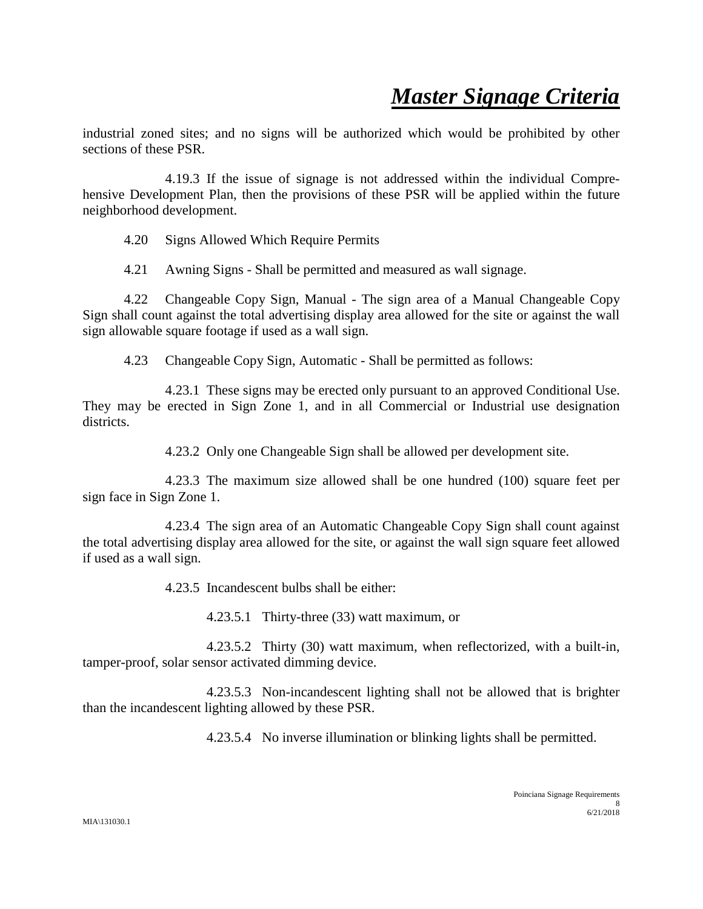industrial zoned sites; and no signs will be authorized which would be prohibited by other sections of these PSR.

4.19.3 If the issue of signage is not addressed within the individual Comprehensive Development Plan, then the provisions of these PSR will be applied within the future neighborhood development.

4.20 Signs Allowed Which Require Permits

4.21 Awning Signs - Shall be permitted and measured as wall signage.

4.22 Changeable Copy Sign, Manual - The sign area of a Manual Changeable Copy Sign shall count against the total advertising display area allowed for the site or against the wall sign allowable square footage if used as a wall sign.

4.23 Changeable Copy Sign, Automatic - Shall be permitted as follows:

4.23.1 These signs may be erected only pursuant to an approved Conditional Use. They may be erected in Sign Zone 1, and in all Commercial or Industrial use designation districts.

4.23.2 Only one Changeable Sign shall be allowed per development site.

4.23.3 The maximum size allowed shall be one hundred (100) square feet per sign face in Sign Zone 1.

4.23.4 The sign area of an Automatic Changeable Copy Sign shall count against the total advertising display area allowed for the site, or against the wall sign square feet allowed if used as a wall sign.

4.23.5 Incandescent bulbs shall be either:

4.23.5.1 Thirty-three (33) watt maximum, or

4.23.5.2 Thirty (30) watt maximum, when reflectorized, with a built-in, tamper-proof, solar sensor activated dimming device.

4.23.5.3 Non-incandescent lighting shall not be allowed that is brighter than the incandescent lighting allowed by these PSR.

4.23.5.4 No inverse illumination or blinking lights shall be permitted.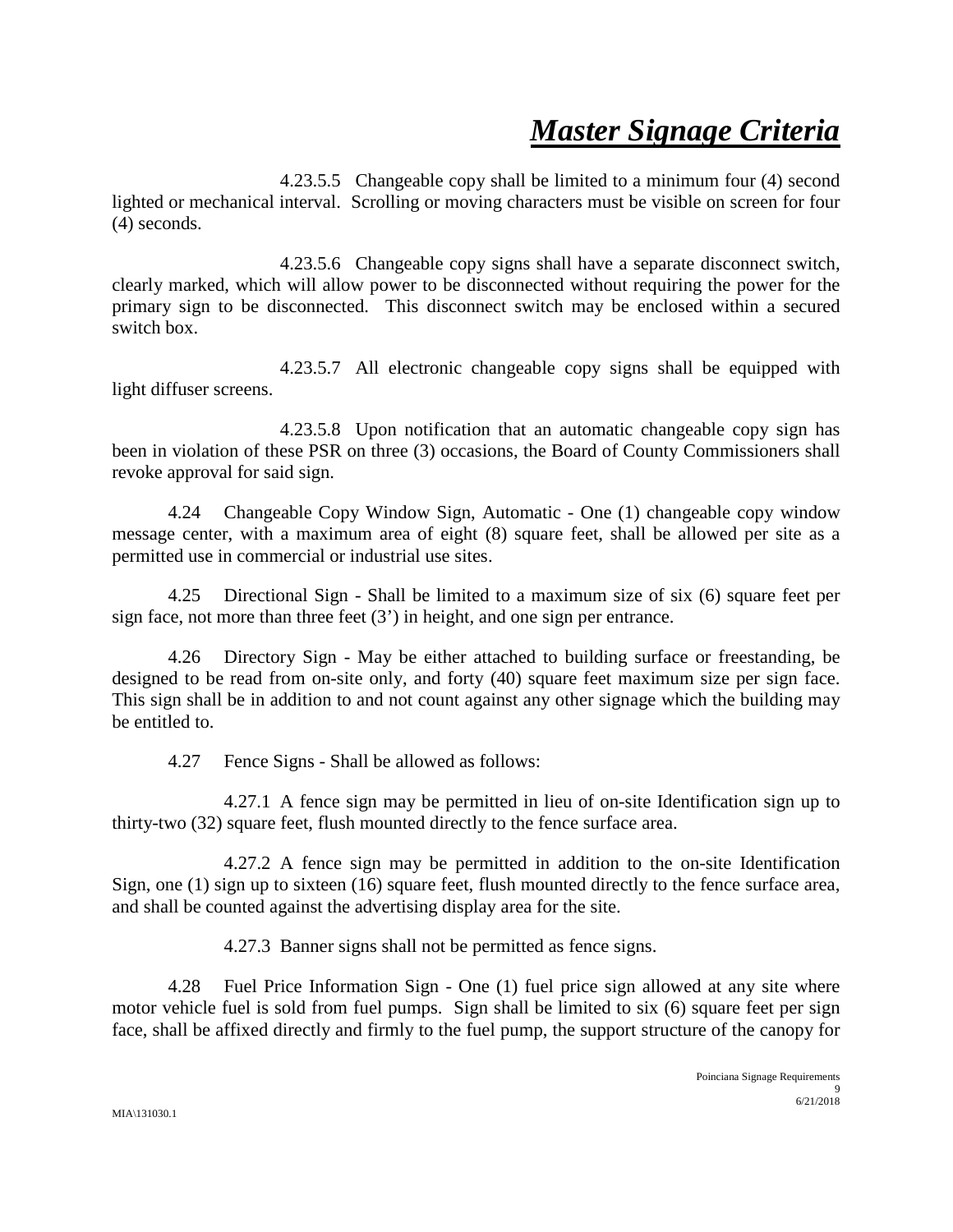4.23.5.5 Changeable copy shall be limited to a minimum four (4) second lighted or mechanical interval. Scrolling or moving characters must be visible on screen for four (4) seconds.

4.23.5.6 Changeable copy signs shall have a separate disconnect switch, clearly marked, which will allow power to be disconnected without requiring the power for the primary sign to be disconnected. This disconnect switch may be enclosed within a secured switch box.

4.23.5.7 All electronic changeable copy signs shall be equipped with light diffuser screens.

4.23.5.8 Upon notification that an automatic changeable copy sign has been in violation of these PSR on three (3) occasions, the Board of County Commissioners shall revoke approval for said sign.

4.24 Changeable Copy Window Sign, Automatic - One (1) changeable copy window message center, with a maximum area of eight (8) square feet, shall be allowed per site as a permitted use in commercial or industrial use sites.

4.25 Directional Sign - Shall be limited to a maximum size of six (6) square feet per sign face, not more than three feet (3') in height, and one sign per entrance.

4.26 Directory Sign - May be either attached to building surface or freestanding, be designed to be read from on-site only, and forty (40) square feet maximum size per sign face. This sign shall be in addition to and not count against any other signage which the building may be entitled to.

4.27 Fence Signs - Shall be allowed as follows:

4.27.1 A fence sign may be permitted in lieu of on-site Identification sign up to thirty-two (32) square feet, flush mounted directly to the fence surface area.

4.27.2 A fence sign may be permitted in addition to the on-site Identification Sign, one (1) sign up to sixteen (16) square feet, flush mounted directly to the fence surface area, and shall be counted against the advertising display area for the site.

4.27.3 Banner signs shall not be permitted as fence signs.

4.28 Fuel Price Information Sign - One (1) fuel price sign allowed at any site where motor vehicle fuel is sold from fuel pumps. Sign shall be limited to six (6) square feet per sign face, shall be affixed directly and firmly to the fuel pump, the support structure of the canopy for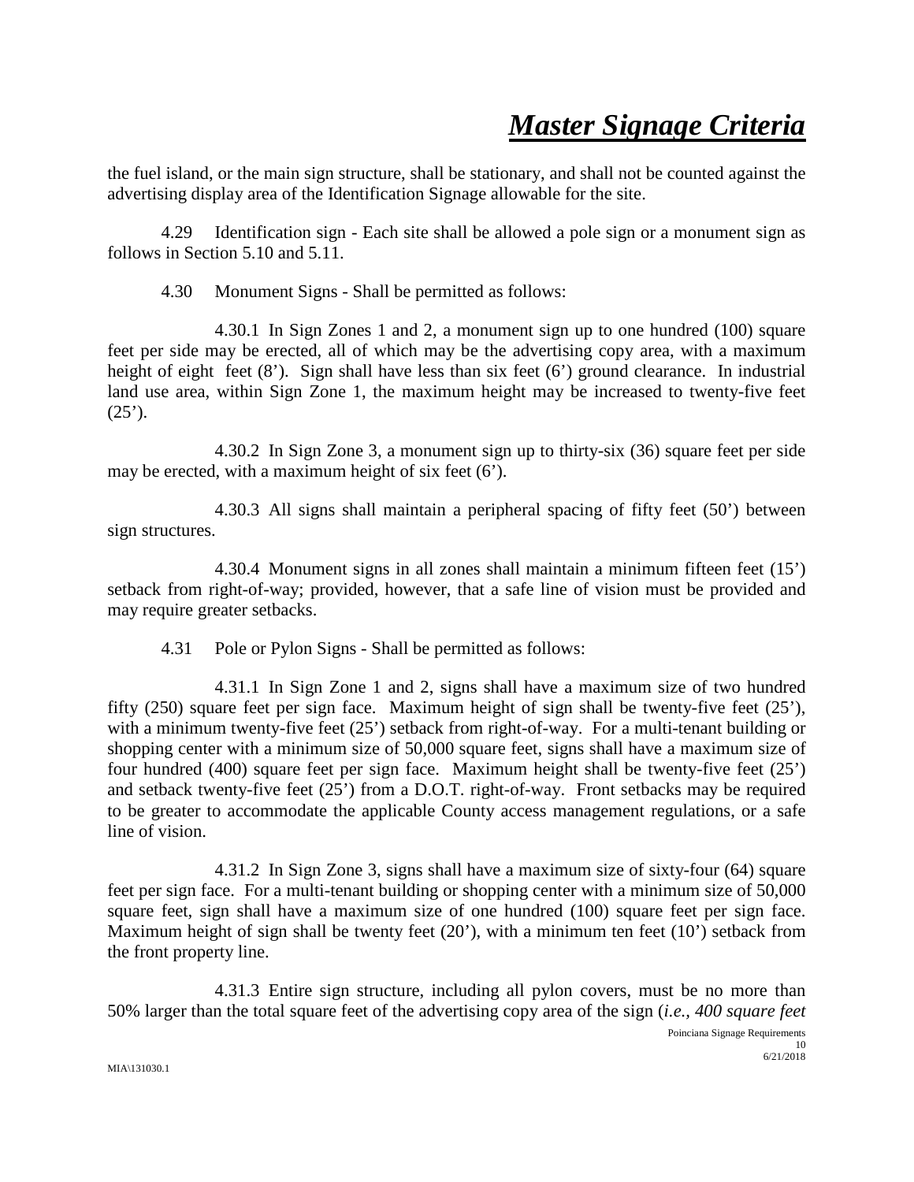the fuel island, or the main sign structure, shall be stationary, and shall not be counted against the advertising display area of the Identification Signage allowable for the site.

4.29 Identification sign - Each site shall be allowed a pole sign or a monument sign as follows in Section 5.10 and 5.11.

4.30 Monument Signs - Shall be permitted as follows:

4.30.1 In Sign Zones 1 and 2, a monument sign up to one hundred (100) square feet per side may be erected, all of which may be the advertising copy area, with a maximum height of eight feet (8'). Sign shall have less than six feet (6') ground clearance. In industrial land use area, within Sign Zone 1, the maximum height may be increased to twenty-five feet (25').

4.30.2 In Sign Zone 3, a monument sign up to thirty-six (36) square feet per side may be erected, with a maximum height of six feet (6').

4.30.3 All signs shall maintain a peripheral spacing of fifty feet (50') between sign structures.

4.30.4 Monument signs in all zones shall maintain a minimum fifteen feet (15') setback from right-of-way; provided, however, that a safe line of vision must be provided and may require greater setbacks.

4.31 Pole or Pylon Signs - Shall be permitted as follows:

4.31.1 In Sign Zone 1 and 2, signs shall have a maximum size of two hundred fifty (250) square feet per sign face. Maximum height of sign shall be twenty-five feet (25'), with a minimum twenty-five feet (25') setback from right-of-way. For a multi-tenant building or shopping center with a minimum size of 50,000 square feet, signs shall have a maximum size of four hundred (400) square feet per sign face. Maximum height shall be twenty-five feet (25') and setback twenty-five feet (25') from a D.O.T. right-of-way. Front setbacks may be required to be greater to accommodate the applicable County access management regulations, or a safe line of vision.

4.31.2 In Sign Zone 3, signs shall have a maximum size of sixty-four (64) square feet per sign face. For a multi-tenant building or shopping center with a minimum size of 50,000 square feet, sign shall have a maximum size of one hundred (100) square feet per sign face. Maximum height of sign shall be twenty feet (20'), with a minimum ten feet (10') setback from the front property line.

4.31.3 Entire sign structure, including all pylon covers, must be no more than 50% larger than the total square feet of the advertising copy area of the sign (*i.e., 400 square feet*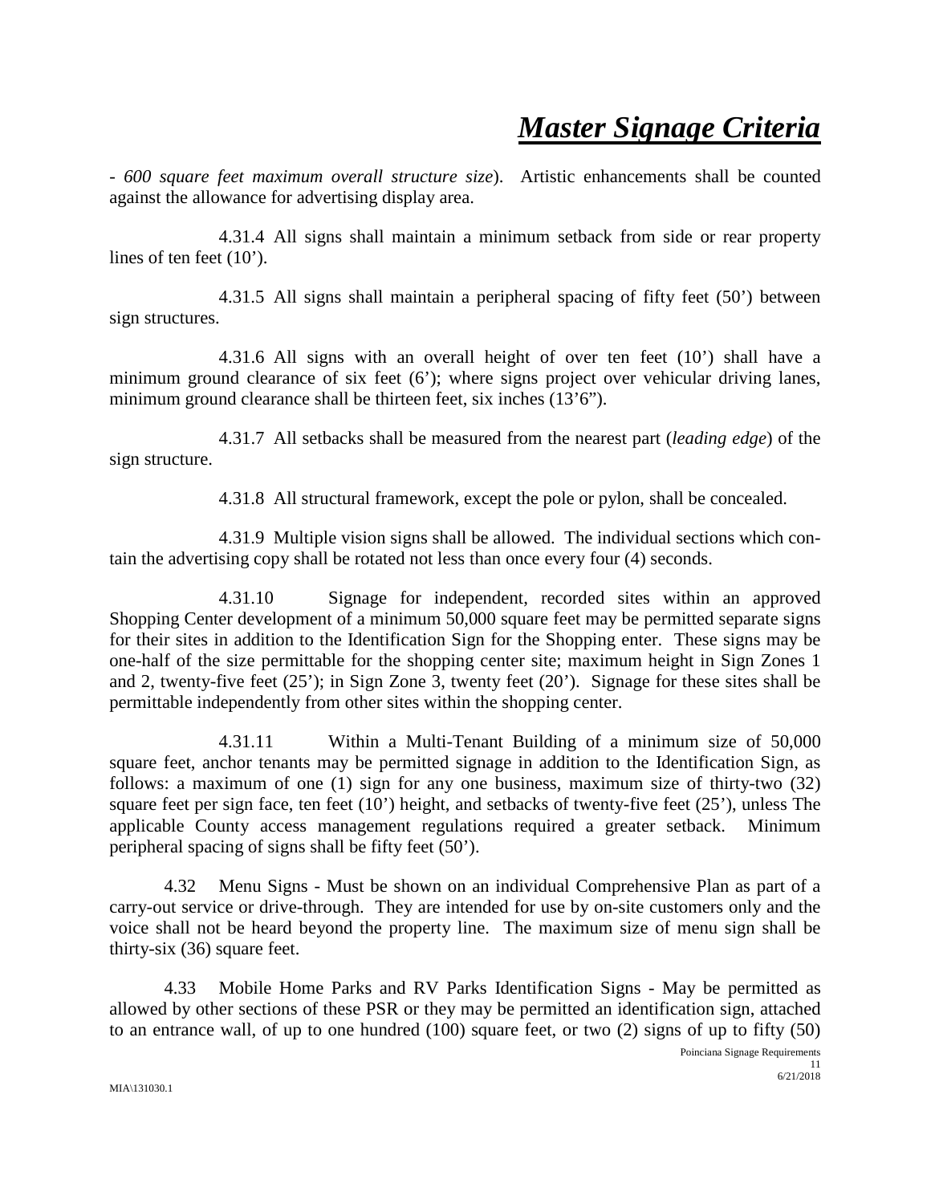- *600 square feet maximum overall structure size*). Artistic enhancements shall be counted against the allowance for advertising display area.

4.31.4 All signs shall maintain a minimum setback from side or rear property lines of ten feet (10').

4.31.5 All signs shall maintain a peripheral spacing of fifty feet (50') between sign structures.

4.31.6 All signs with an overall height of over ten feet (10') shall have a minimum ground clearance of six feet (6'); where signs project over vehicular driving lanes, minimum ground clearance shall be thirteen feet, six inches (13'6").

4.31.7 All setbacks shall be measured from the nearest part (*leading edge*) of the sign structure.

4.31.8 All structural framework, except the pole or pylon, shall be concealed.

4.31.9 Multiple vision signs shall be allowed. The individual sections which contain the advertising copy shall be rotated not less than once every four (4) seconds.

4.31.10 Signage for independent, recorded sites within an approved Shopping Center development of a minimum 50,000 square feet may be permitted separate signs for their sites in addition to the Identification Sign for the Shopping enter. These signs may be one-half of the size permittable for the shopping center site; maximum height in Sign Zones 1 and 2, twenty-five feet (25'); in Sign Zone 3, twenty feet (20'). Signage for these sites shall be permittable independently from other sites within the shopping center.

4.31.11 Within a Multi-Tenant Building of a minimum size of 50,000 square feet, anchor tenants may be permitted signage in addition to the Identification Sign, as follows: a maximum of one (1) sign for any one business, maximum size of thirty-two (32) square feet per sign face, ten feet (10') height, and setbacks of twenty-five feet (25'), unless The applicable County access management regulations required a greater setback. Minimum peripheral spacing of signs shall be fifty feet (50').

4.32 Menu Signs - Must be shown on an individual Comprehensive Plan as part of a carry-out service or drive-through. They are intended for use by on-site customers only and the voice shall not be heard beyond the property line. The maximum size of menu sign shall be thirty-six (36) square feet.

4.33 Mobile Home Parks and RV Parks Identification Signs - May be permitted as allowed by other sections of these PSR or they may be permitted an identification sign, attached to an entrance wall, of up to one hundred (100) square feet, or two (2) signs of up to fifty (50)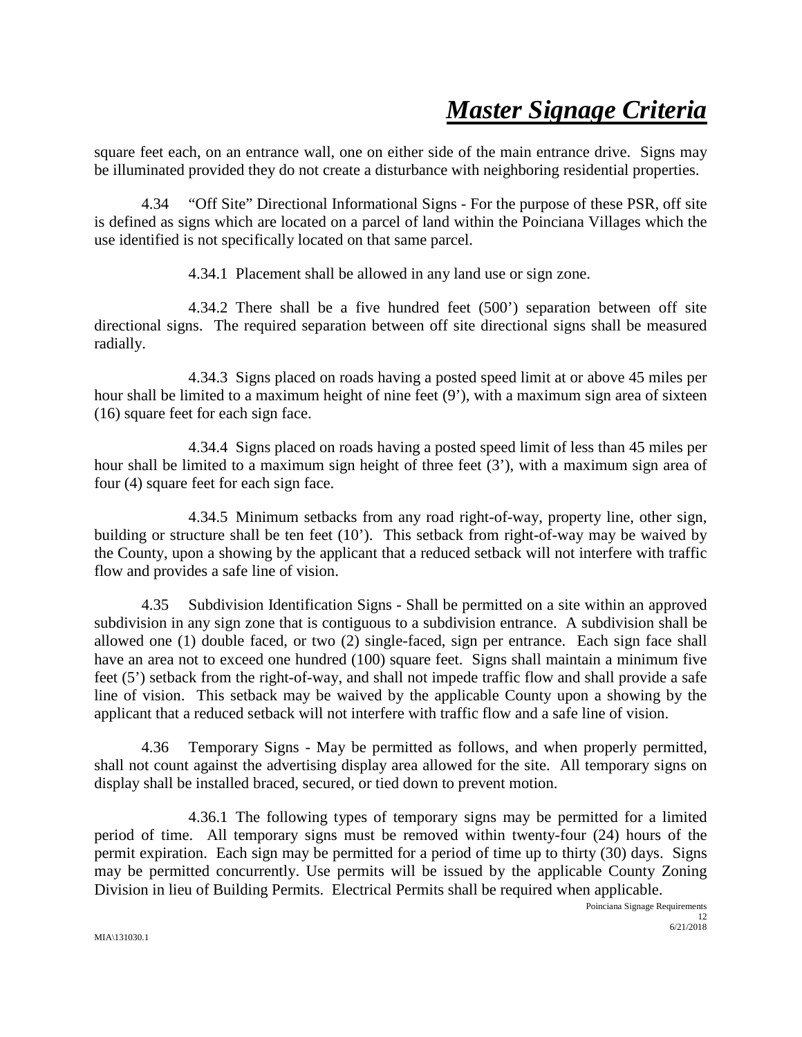square feet each, on an entrance wall, one on either side of the main entrance drive. Signs may be illuminated provided they do not create a disturbance with neighboring residential properties.

4.34 "Off Site" Directional Informational Signs - For the purpose of these PSR, off site is defined as signs which are located on a parcel of land within the Poinciana Villages which the use identified is not specifically located on that same parcel.

4.34.1 Placement shall be allowed in any land use or sign zone.

4.34.2 There shall be a five hundred feet (500') separation between off site directional signs. The required separation between off site directional signs shall be measured radially.

4.34.3 Signs placed on roads having a posted speed limit at or above 45 miles per hour shall be limited to a maximum height of nine feet (9'), with a maximum sign area of sixteen (16) square feet for each sign face.

4.34.4 Signs placed on roads having a posted speed limit of less than 45 miles per hour shall be limited to a maximum sign height of three feet (3'), with a maximum sign area of four (4) square feet for each sign face.

4.34.5 Minimum setbacks from any road right-of-way, property line, other sign, building or structure shall be ten feet (10'). This setback from right-of-way may be waived by the County, upon a showing by the applicant that a reduced setback will not interfere with traffic flow and provides a safe line of vision.

4.35 Subdivision Identification Signs - Shall be permitted on a site within an approved subdivision in any sign zone that is contiguous to a subdivision entrance. A subdivision shall be allowed one (1) double faced, or two (2) single-faced, sign per entrance. Each sign face shall have an area not to exceed one hundred (100) square feet. Signs shall maintain a minimum five feet (5') setback from the right-of-way, and shall not impede traffic flow and shall provide a safe line of vision. This setback may be waived by the applicable County upon a showing by the applicant that a reduced setback will not interfere with traffic flow and a safe line of vision.

4.36 Temporary Signs - May be permitted as follows, and when properly permitted, shall not count against the advertising display area allowed for the site. All temporary signs on display shall be installed braced, secured, or tied down to prevent motion.

4.36.1 The following types of temporary signs may be permitted for a limited period of time. All temporary signs must be removed within twenty-four (24) hours of the permit expiration. Each sign may be permitted for a period of time up to thirty (30) days. Signs may be permitted concurrently. Use permits will be issued by the applicable County Zoning Division in lieu of Building Permits. Electrical Permits shall be required when applicable.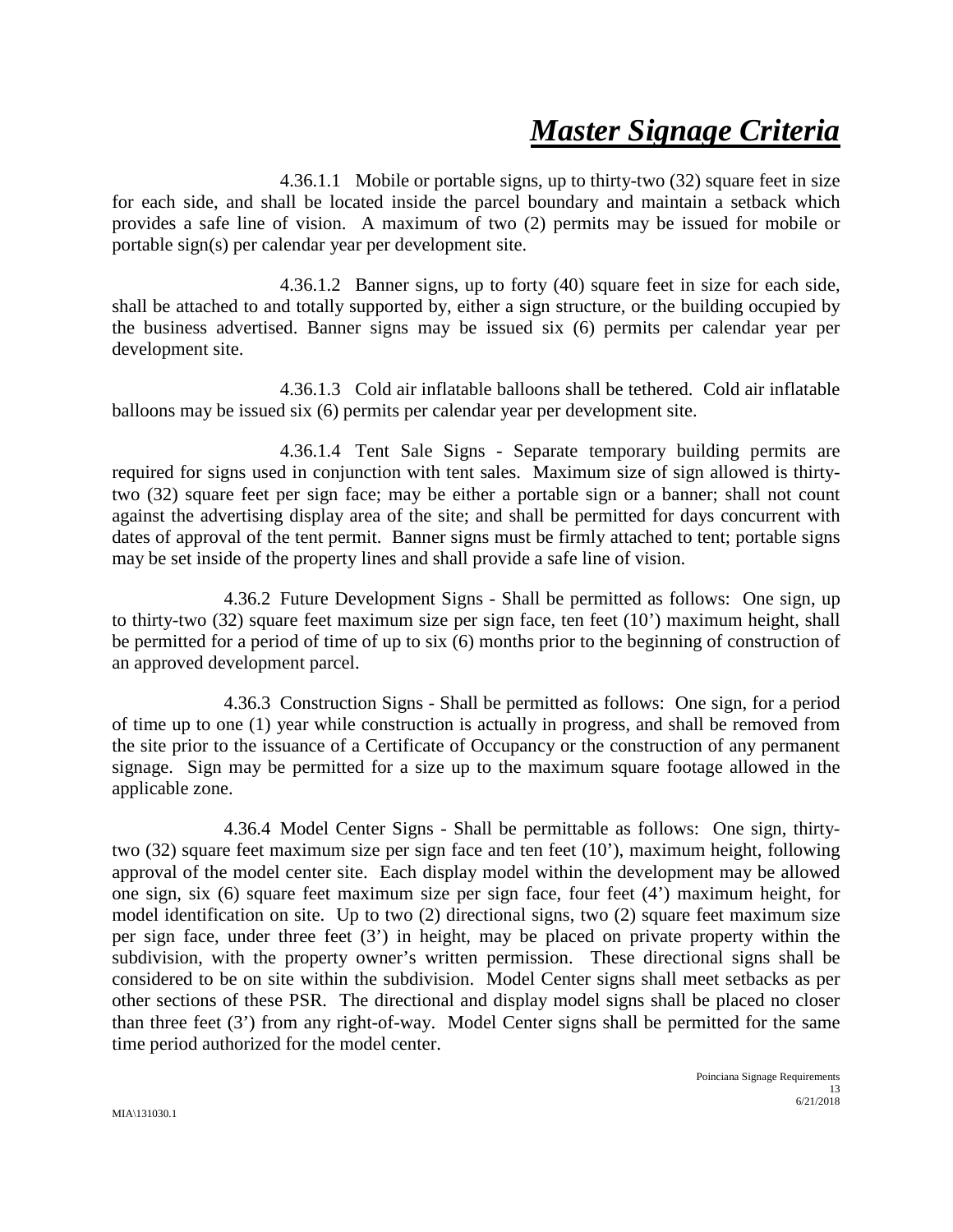# ***Master Signage Criteria***

4.36.1.1 Mobile or portable signs, up to thirty-two (32) square feet in size for each side, and shall be located inside the parcel boundary and maintain a setback which provides a safe line of vision. A maximum of two (2) permits may be issued for mobile or portable sign(s) per calendar year per development site.

4.36.1.2 Banner signs, up to forty (40) square feet in size for each side, shall be attached to and totally supported by, either a sign structure, or the building occupied by the business advertised. Banner signs may be issued six (6) permits per calendar year per development site.

4.36.1.3 Cold air inflatable balloons shall be tethered. Cold air inflatable balloons may be issued six (6) permits per calendar year per development site.

4.36.1.4 Tent Sale Signs - Separate temporary building permits are required for signs used in conjunction with tent sales. Maximum size of sign allowed is thirty-two (32) square feet per sign face; may be either a portable sign or a banner; shall not count against the advertising display area of the site; and shall be permitted for days concurrent with dates of approval of the tent permit. Banner signs must be firmly attached to tent; portable signs may be set inside of the property lines and shall provide a safe line of vision.

4.36.2 Future Development Signs - Shall be permitted as follows: One sign, up to thirty-two (32) square feet maximum size per sign face, ten feet (10') maximum height, shall be permitted for a period of time of up to six (6) months prior to the beginning of construction of an approved development parcel.

4.36.3 Construction Signs - Shall be permitted as follows: One sign, for a period of time up to one (1) year while construction is actually in progress, and shall be removed from the site prior to the issuance of a Certificate of Occupancy or the construction of any permanent signage. Sign may be permitted for a size up to the maximum square footage allowed in the applicable zone.

4.36.4 Model Center Signs - Shall be permittable as follows: One sign, thirty-two (32) square feet maximum size per sign face and ten feet (10'), maximum height, following approval of the model center site. Each display model within the development may be allowed one sign, six (6) square feet maximum size per sign face, four feet (4') maximum height, for model identification on site. Up to two (2) directional signs, two (2) square feet maximum size per sign face, under three feet (3') in height, may be placed on private property within the subdivision, with the property owner's written permission. These directional signs shall be considered to be on site within the subdivision. Model Center signs shall meet setbacks as per other sections of these PSR. The directional and display model signs shall be placed no closer than three feet (3') from any right-of-way. Model Center signs shall be permitted for the same time period authorized for the model center.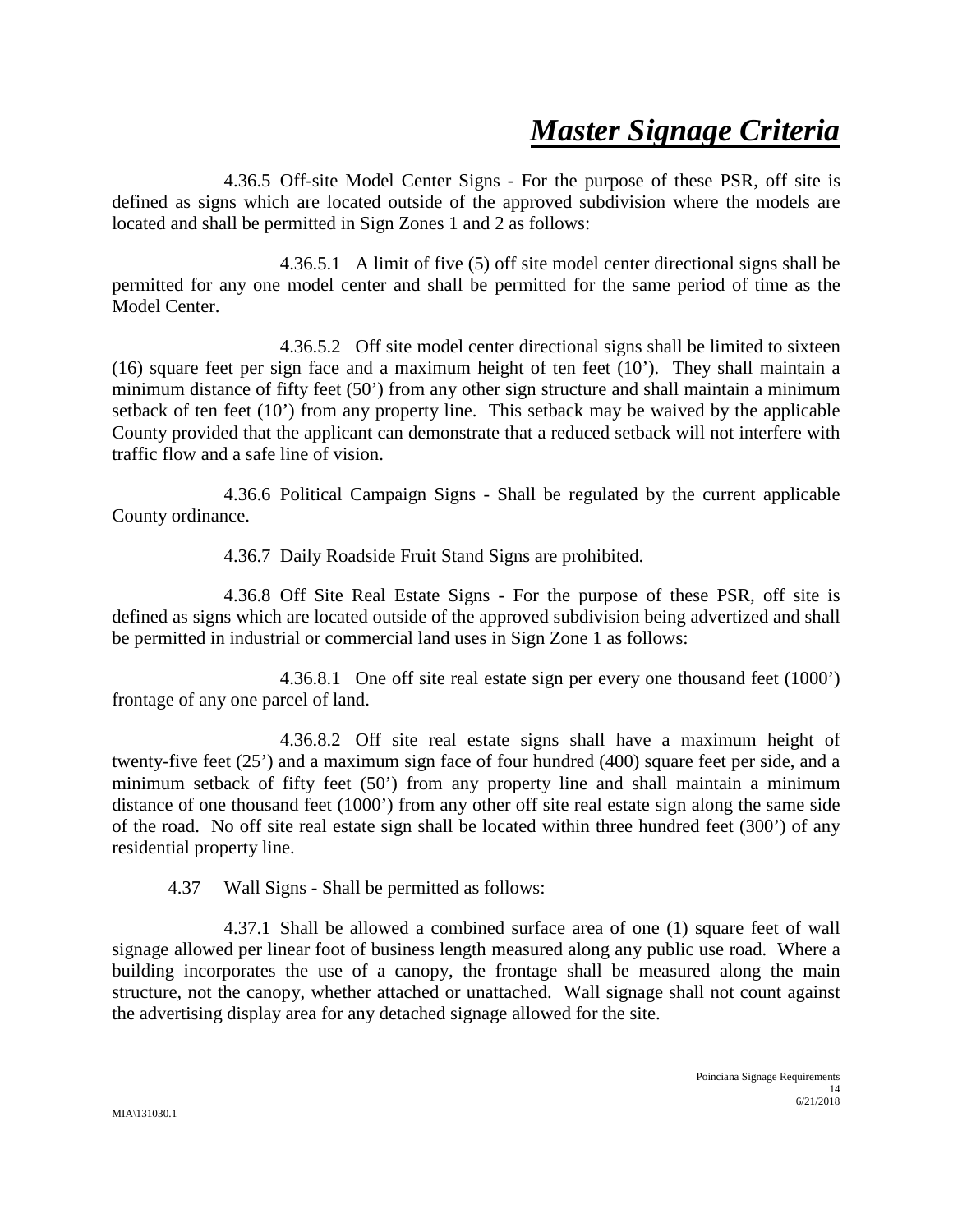# *Master Signage Criteria*

4.36.5 Off-site Model Center Signs - For the purpose of these PSR, off site is defined as signs which are located outside of the approved subdivision where the models are located and shall be permitted in Sign Zones 1 and 2 as follows:

4.36.5.1 A limit of five (5) off site model center directional signs shall be permitted for any one model center and shall be permitted for the same period of time as the Model Center.

4.36.5.2 Off site model center directional signs shall be limited to sixteen (16) square feet per sign face and a maximum height of ten feet (10'). They shall maintain a minimum distance of fifty feet (50') from any other sign structure and shall maintain a minimum setback of ten feet (10') from any property line. This setback may be waived by the applicable County provided that the applicant can demonstrate that a reduced setback will not interfere with traffic flow and a safe line of vision.

4.36.6 Political Campaign Signs - Shall be regulated by the current applicable County ordinance.

4.36.7 Daily Roadside Fruit Stand Signs are prohibited.

4.36.8 Off Site Real Estate Signs - For the purpose of these PSR, off site is defined as signs which are located outside of the approved subdivision being advertized and shall be permitted in industrial or commercial land uses in Sign Zone 1 as follows:

4.36.8.1 One off site real estate sign per every one thousand feet (1000') frontage of any one parcel of land.

4.36.8.2 Off site real estate signs shall have a maximum height of twenty-five feet (25') and a maximum sign face of four hundred (400) square feet per side, and a minimum setback of fifty feet (50') from any property line and shall maintain a minimum distance of one thousand feet (1000') from any other off site real estate sign along the same side of the road. No off site real estate sign shall be located within three hundred feet (300') of any residential property line.

4.37 Wall Signs - Shall be permitted as follows:

4.37.1 Shall be allowed a combined surface area of one (1) square feet of wall signage allowed per linear foot of business length measured along any public use road. Where a building incorporates the use of a canopy, the frontage shall be measured along the main structure, not the canopy, whether attached or unattached. Wall signage shall not count against the advertising display area for any detached signage allowed for the site.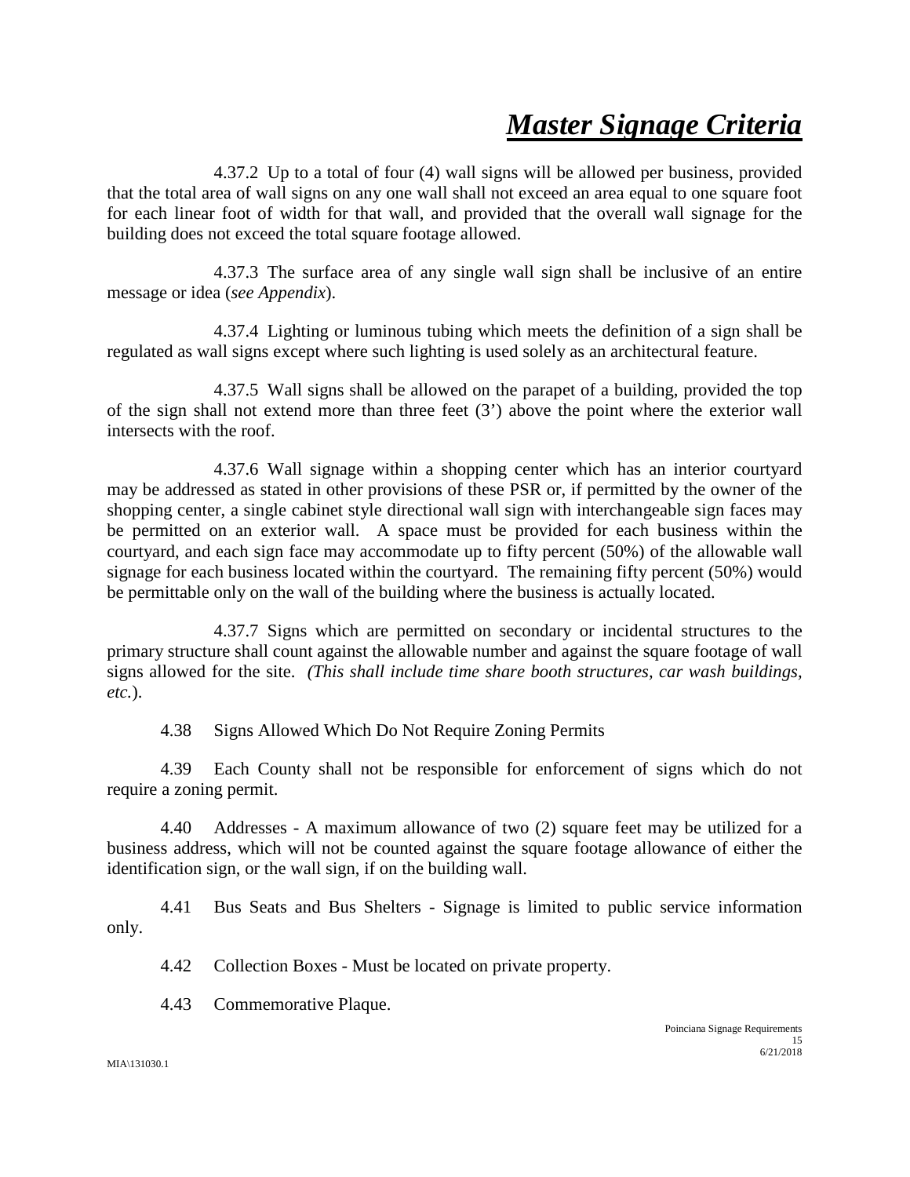4.37.2 Up to a total of four (4) wall signs will be allowed per business, provided that the total area of wall signs on any one wall shall not exceed an area equal to one square foot for each linear foot of width for that wall, and provided that the overall wall signage for the building does not exceed the total square footage allowed.

4.37.3 The surface area of any single wall sign shall be inclusive of an entire message or idea (*see Appendix*).

4.37.4 Lighting or luminous tubing which meets the definition of a sign shall be regulated as wall signs except where such lighting is used solely as an architectural feature.

4.37.5 Wall signs shall be allowed on the parapet of a building, provided the top of the sign shall not extend more than three feet (3') above the point where the exterior wall intersects with the roof.

4.37.6 Wall signage within a shopping center which has an interior courtyard may be addressed as stated in other provisions of these PSR or, if permitted by the owner of the shopping center, a single cabinet style directional wall sign with interchangeable sign faces may be permitted on an exterior wall. A space must be provided for each business within the courtyard, and each sign face may accommodate up to fifty percent (50%) of the allowable wall signage for each business located within the courtyard. The remaining fifty percent (50%) would be permittable only on the wall of the building where the business is actually located.

4.37.7 Signs which are permitted on secondary or incidental structures to the primary structure shall count against the allowable number and against the square footage of wall signs allowed for the site. *(This shall include time share booth structures, car wash buildings, etc.*).

4.38 Signs Allowed Which Do Not Require Zoning Permits

4.39 Each County shall not be responsible for enforcement of signs which do not require a zoning permit.

4.40 Addresses - A maximum allowance of two (2) square feet may be utilized for a business address, which will not be counted against the square footage allowance of either the identification sign, or the wall sign, if on the building wall.

4.41 Bus Seats and Bus Shelters - Signage is limited to public service information only.

4.42 Collection Boxes - Must be located on private property.

4.43 Commemorative Plaque.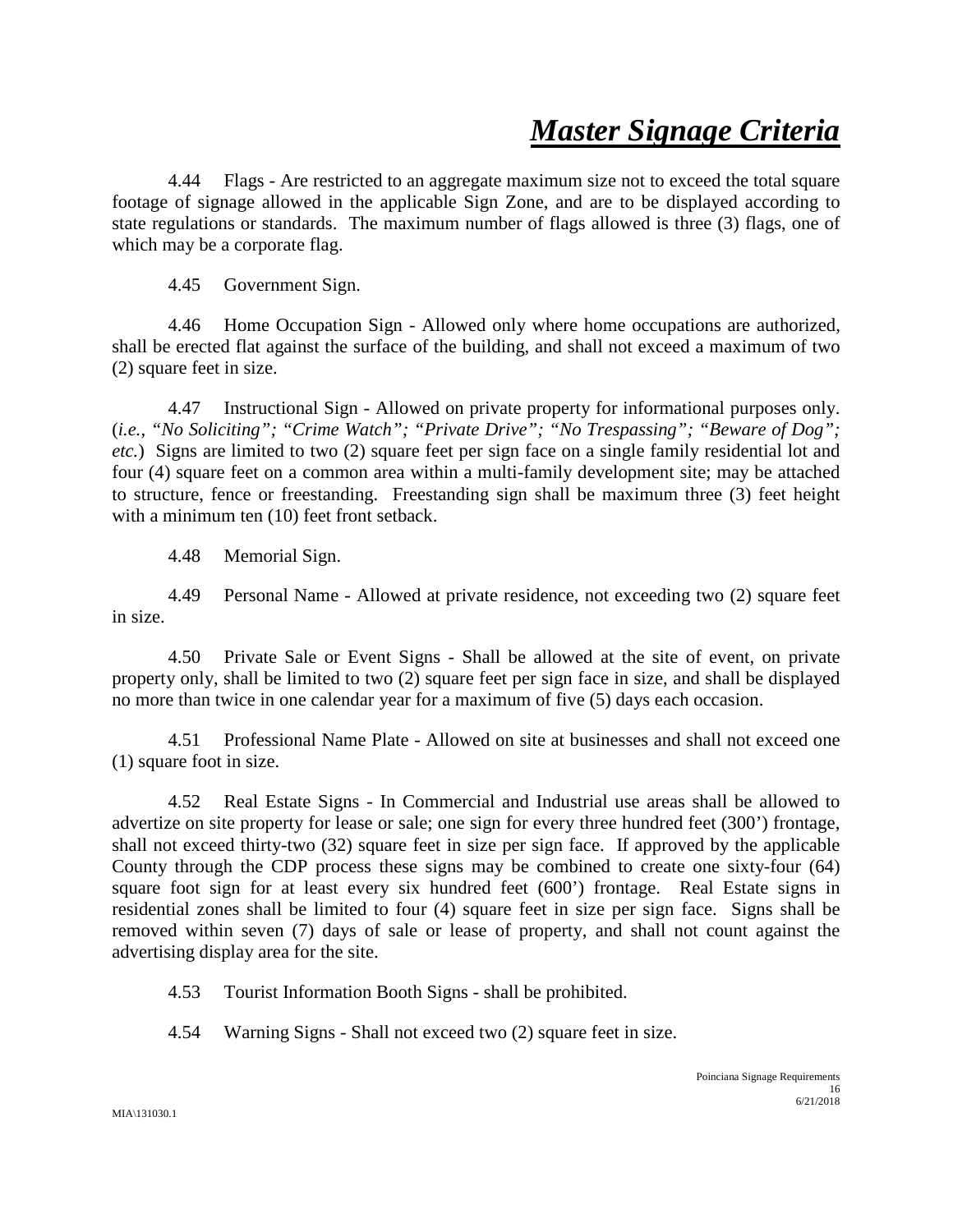4.44 Flags - Are restricted to an aggregate maximum size not to exceed the total square footage of signage allowed in the applicable Sign Zone, and are to be displayed according to state regulations or standards. The maximum number of flags allowed is three (3) flags, one of which may be a corporate flag.

4.45 Government Sign.

4.46 Home Occupation Sign - Allowed only where home occupations are authorized, shall be erected flat against the surface of the building, and shall not exceed a maximum of two (2) square feet in size.

4.47 Instructional Sign - Allowed on private property for informational purposes only. (*i.e., "No Soliciting"; "Crime Watch"; "Private Drive"; "No Trespassing"; "Beware of Dog"; etc.*) Signs are limited to two (2) square feet per sign face on a single family residential lot and four (4) square feet on a common area within a multi-family development site; may be attached to structure, fence or freestanding. Freestanding sign shall be maximum three (3) feet height with a minimum ten (10) feet front setback.

4.48 Memorial Sign.

4.49 Personal Name - Allowed at private residence, not exceeding two (2) square feet in size.

4.50 Private Sale or Event Signs - Shall be allowed at the site of event, on private property only, shall be limited to two (2) square feet per sign face in size, and shall be displayed no more than twice in one calendar year for a maximum of five (5) days each occasion.

4.51 Professional Name Plate - Allowed on site at businesses and shall not exceed one (1) square foot in size.

4.52 Real Estate Signs - In Commercial and Industrial use areas shall be allowed to advertize on site property for lease or sale; one sign for every three hundred feet (300') frontage, shall not exceed thirty-two (32) square feet in size per sign face. If approved by the applicable County through the CDP process these signs may be combined to create one sixty-four (64) square foot sign for at least every six hundred feet (600') frontage. Real Estate signs in residential zones shall be limited to four (4) square feet in size per sign face. Signs shall be removed within seven (7) days of sale or lease of property, and shall not count against the advertising display area for the site.

4.53 Tourist Information Booth Signs - shall be prohibited.

4.54 Warning Signs - Shall not exceed two (2) square feet in size.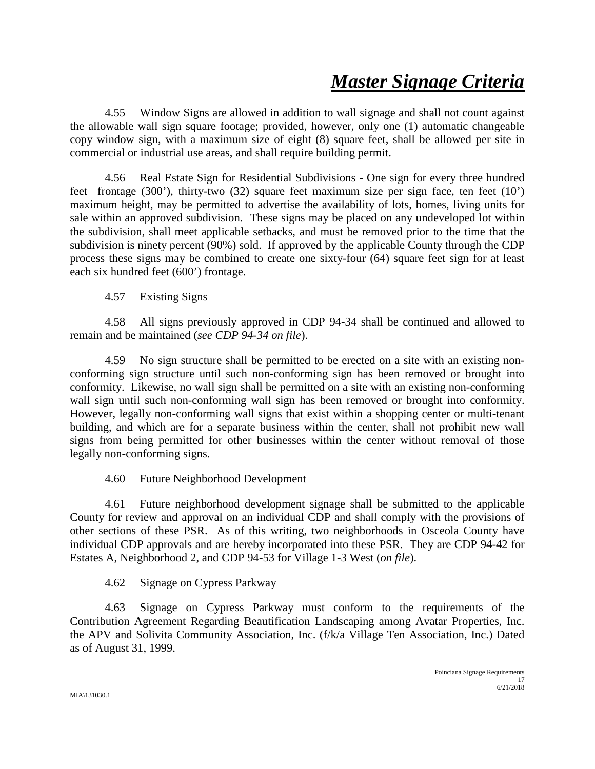# *Master Signage Criteria*

4.55 Window Signs are allowed in addition to wall signage and shall not count against the allowable wall sign square footage; provided, however, only one (1) automatic changeable copy window sign, with a maximum size of eight (8) square feet, shall be allowed per site in commercial or industrial use areas, and shall require building permit.

4.56 Real Estate Sign for Residential Subdivisions - One sign for every three hundred feet frontage (300'), thirty-two (32) square feet maximum size per sign face, ten feet (10') maximum height, may be permitted to advertise the availability of lots, homes, living units for sale within an approved subdivision. These signs may be placed on any undeveloped lot within the subdivision, shall meet applicable setbacks, and must be removed prior to the time that the subdivision is ninety percent (90%) sold. If approved by the applicable County through the CDP process these signs may be combined to create one sixty-four (64) square feet sign for at least each six hundred feet (600') frontage.

4.57 Existing Signs

4.58 All signs previously approved in CDP 94-34 shall be continued and allowed to remain and be maintained (*see CDP 94-34 on file*).

4.59 No sign structure shall be permitted to be erected on a site with an existing non-conforming sign structure until such non-conforming sign has been removed or brought into conformity. Likewise, no wall sign shall be permitted on a site with an existing non-conforming wall sign until such non-conforming wall sign has been removed or brought into conformity. However, legally non-conforming wall signs that exist within a shopping center or multi-tenant building, and which are for a separate business within the center, shall not prohibit new wall signs from being permitted for other businesses within the center without removal of those legally non-conforming signs.

4.60 Future Neighborhood Development

4.61 Future neighborhood development signage shall be submitted to the applicable County for review and approval on an individual CDP and shall comply with the provisions of other sections of these PSR. As of this writing, two neighborhoods in Osceola County have individual CDP approvals and are hereby incorporated into these PSR. They are CDP 94-42 for Estates A, Neighborhood 2, and CDP 94-53 for Village 1-3 West (*on file*).

4.62 Signage on Cypress Parkway

4.63 Signage on Cypress Parkway must conform to the requirements of the Contribution Agreement Regarding Beautification Landscaping among Avatar Properties, Inc. the APV and Solivita Community Association, Inc. (f/k/a Village Ten Association, Inc.) Dated as of August 31, 1999.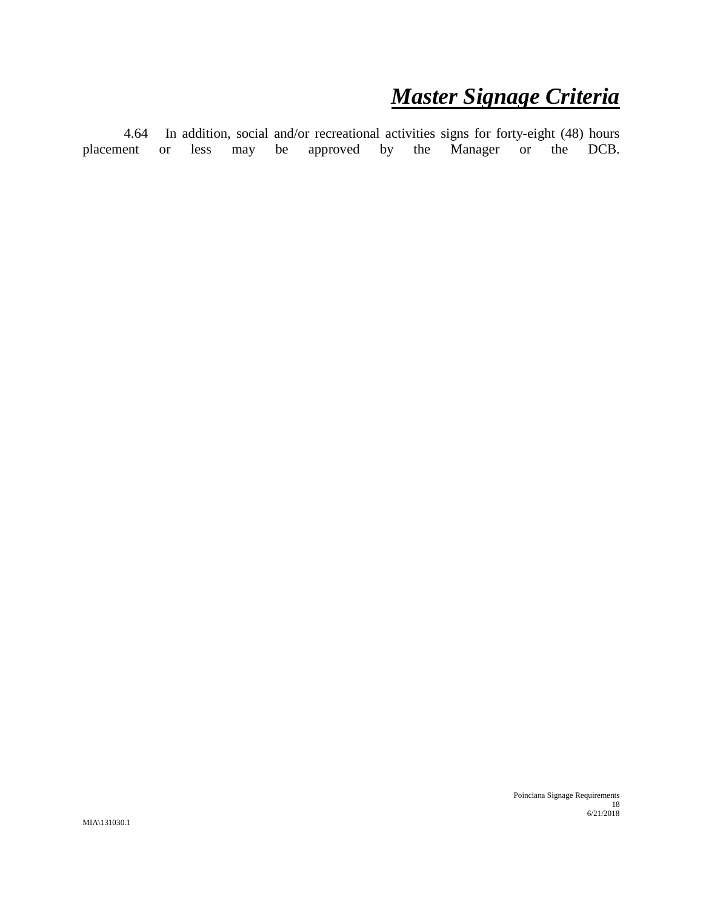4.64 In addition, social and/or recreational activities signs for forty-eight (48) hours placement or less may be approved by the Manager or the DCB.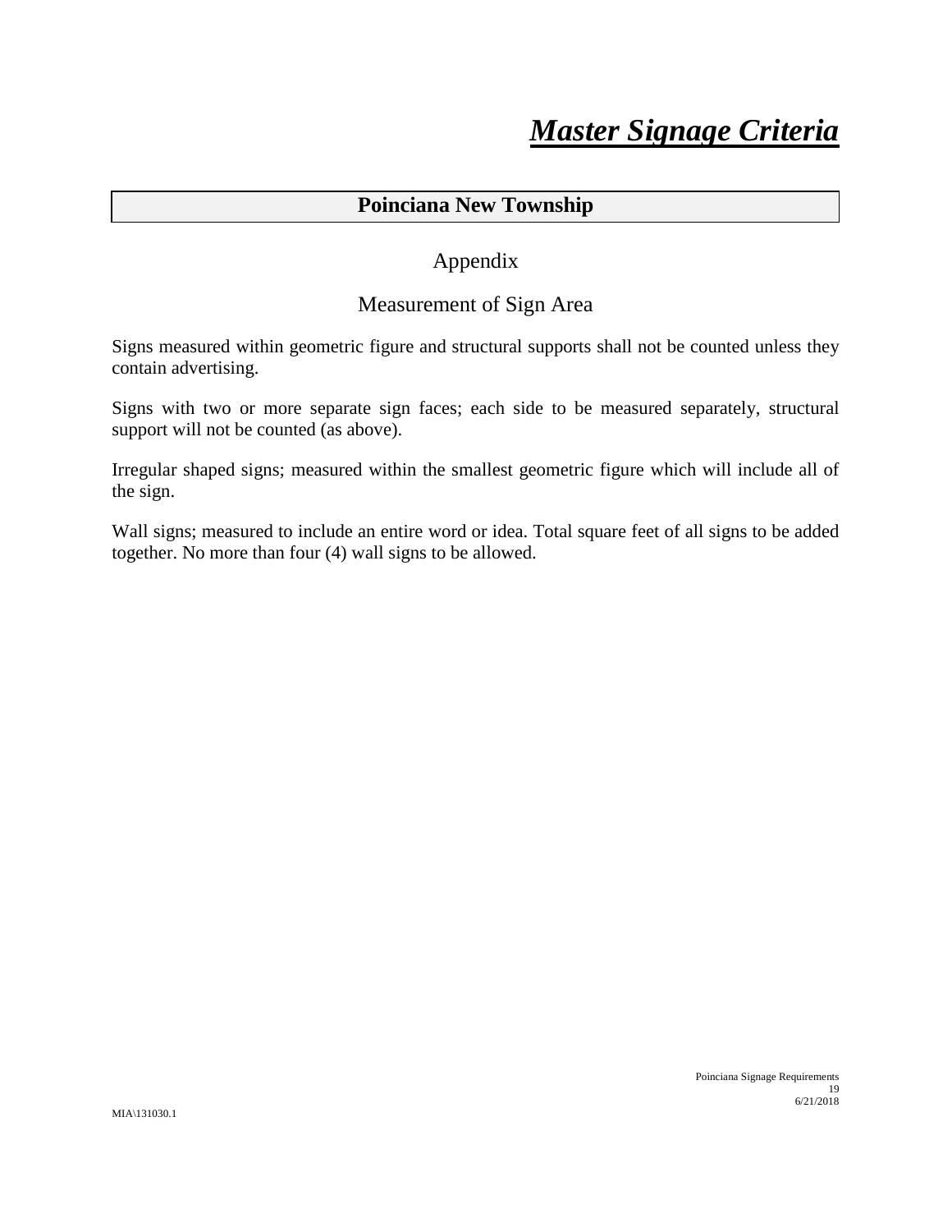# ***Master Signage Criteria***

## **Poinciana New Township**

### Appendix

### Measurement of Sign Area

Signs measured within geometric figure and structural supports shall not be counted unless they contain advertising.

Signs with two or more separate sign faces; each side to be measured separately, structural support will not be counted (as above).

Irregular shaped signs; measured within the smallest geometric figure which will include all of the sign.

Wall signs; measured to include an entire word or idea. Total square feet of all signs to be added together. No more than four (4) wall signs to be allowed.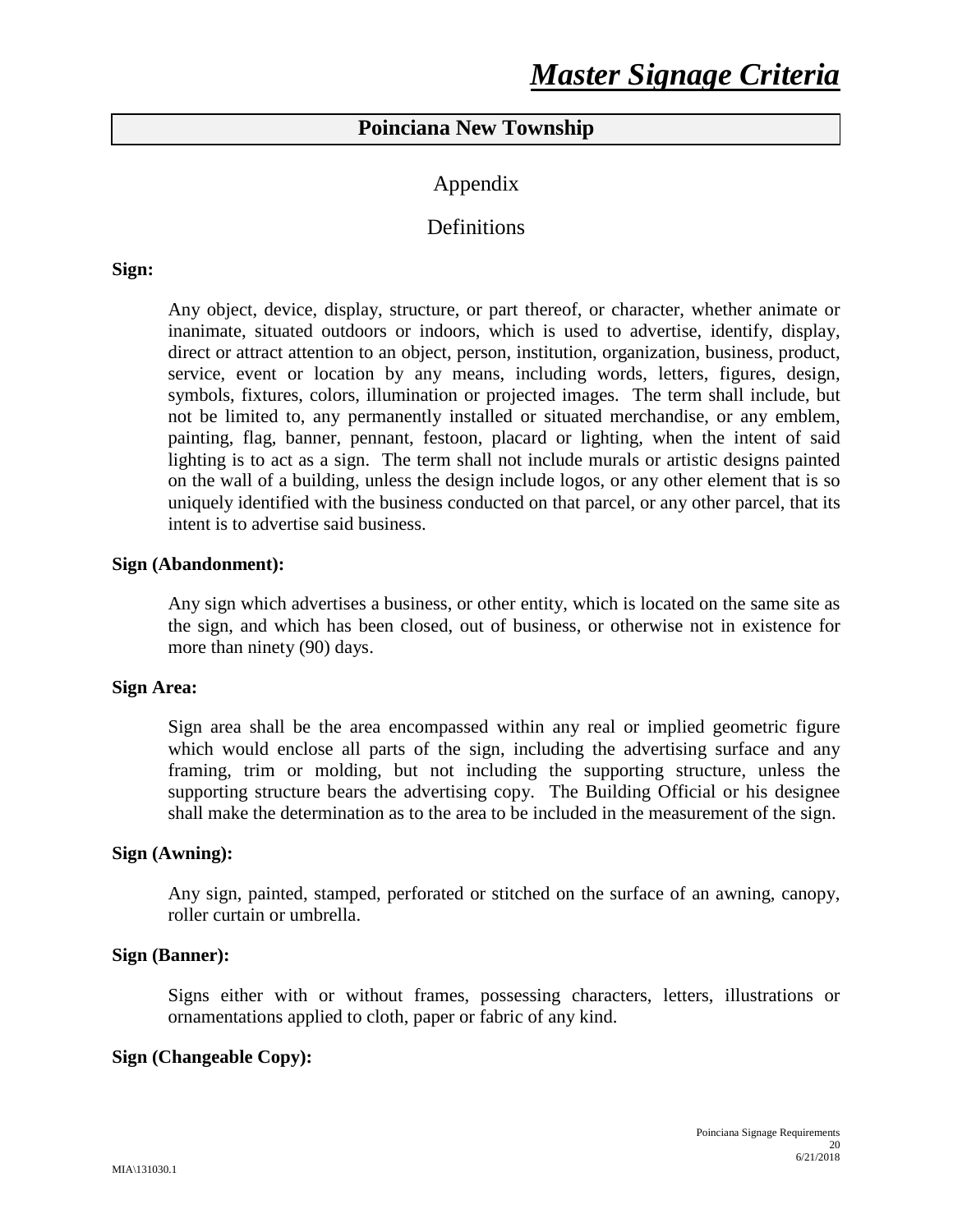# *Master Signage Criteria*

## Poinciana New Township

### Appendix

### Definitions

**Sign:**

Any object, device, display, structure, or part thereof, or character, whether animate or inanimate, situated outdoors or indoors, which is used to advertise, identify, display, direct or attract attention to an object, person, institution, organization, business, product, service, event or location by any means, including words, letters, figures, design, symbols, fixtures, colors, illumination or projected images. The term shall include, but not be limited to, any permanently installed or situated merchandise, or any emblem, painting, flag, banner, pennant, festoon, placard or lighting, when the intent of said lighting is to act as a sign. The term shall not include murals or artistic designs painted on the wall of a building, unless the design include logos, or any other element that is so uniquely identified with the business conducted on that parcel, or any other parcel, that its intent is to advertise said business.

**Sign (Abandonment):**

Any sign which advertises a business, or other entity, which is located on the same site as the sign, and which has been closed, out of business, or otherwise not in existence for more than ninety (90) days.

**Sign Area:**

Sign area shall be the area encompassed within any real or implied geometric figure which would enclose all parts of the sign, including the advertising surface and any framing, trim or molding, but not including the supporting structure, unless the supporting structure bears the advertising copy. The Building Official or his designee shall make the determination as to the area to be included in the measurement of the sign.

**Sign (Awning):**

Any sign, painted, stamped, perforated or stitched on the surface of an awning, canopy, roller curtain or umbrella.

**Sign (Banner):**

Signs either with or without frames, possessing characters, letters, illustrations or ornamentations applied to cloth, paper or fabric of any kind.

**Sign (Changeable Copy):**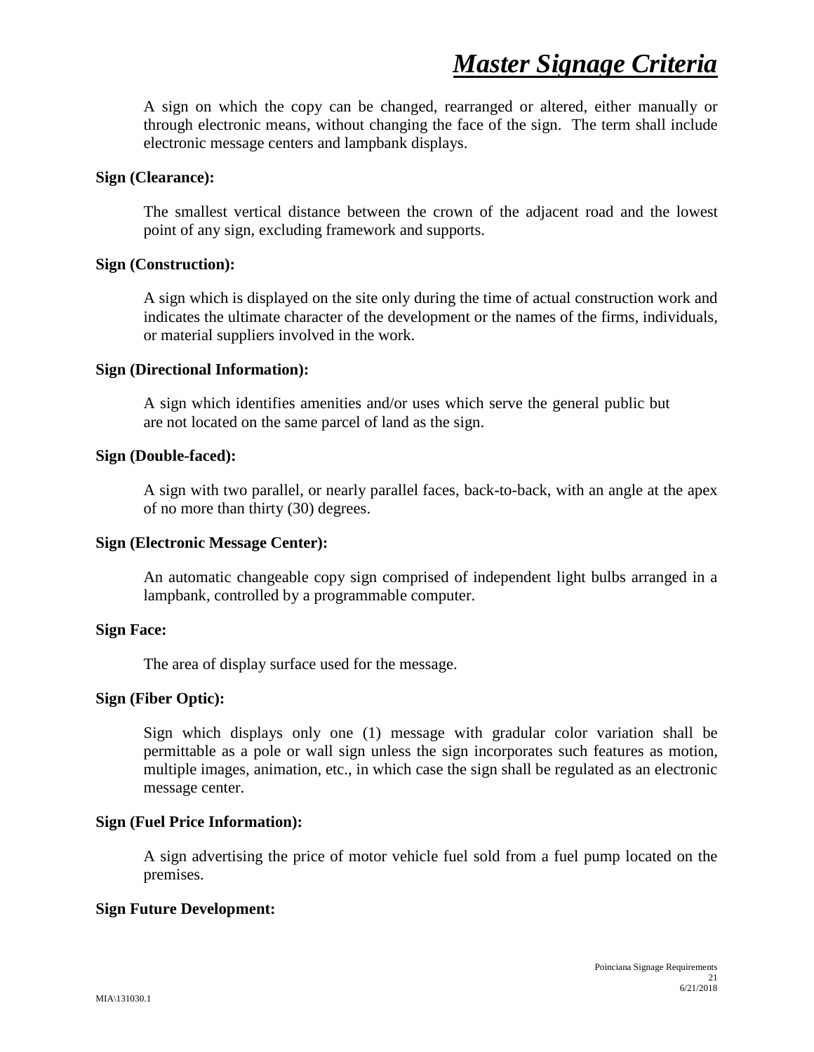A sign on which the copy can be changed, rearranged or altered, either manually or through electronic means, without changing the face of the sign. The term shall include electronic message centers and lampbank displays.

**Sign (Clearance):**

The smallest vertical distance between the crown of the adjacent road and the lowest point of any sign, excluding framework and supports.

**Sign (Construction):**

A sign which is displayed on the site only during the time of actual construction work and indicates the ultimate character of the development or the names of the firms, individuals, or material suppliers involved in the work.

**Sign (Directional Information):**

A sign which identifies amenities and/or uses which serve the general public but are not located on the same parcel of land as the sign.

**Sign (Double-faced):**

A sign with two parallel, or nearly parallel faces, back-to-back, with an angle at the apex of no more than thirty (30) degrees.

**Sign (Electronic Message Center):**

An automatic changeable copy sign comprised of independent light bulbs arranged in a lampbank, controlled by a programmable computer.

**Sign Face:**

The area of display surface used for the message.

**Sign (Fiber Optic):**

Sign which displays only one (1) message with gradular color variation shall be permittable as a pole or wall sign unless the sign incorporates such features as motion, multiple images, animation, etc., in which case the sign shall be regulated as an electronic message center.

**Sign (Fuel Price Information):**

A sign advertising the price of motor vehicle fuel sold from a fuel pump located on the premises.

**Sign Future Development:**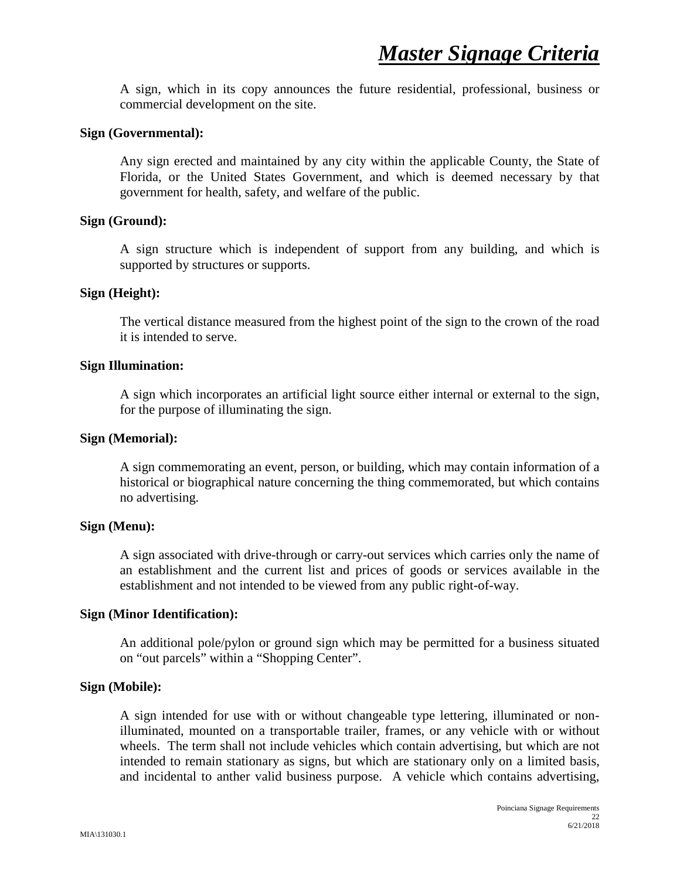A sign, which in its copy announces the future residential, professional, business or commercial development on the site.

**Sign (Governmental):**

Any sign erected and maintained by any city within the applicable County, the State of Florida, or the United States Government, and which is deemed necessary by that government for health, safety, and welfare of the public.

**Sign (Ground):**

A sign structure which is independent of support from any building, and which is supported by structures or supports.

**Sign (Height):**

The vertical distance measured from the highest point of the sign to the crown of the road it is intended to serve.

**Sign Illumination:**

A sign which incorporates an artificial light source either internal or external to the sign, for the purpose of illuminating the sign.

**Sign (Memorial):**

A sign commemorating an event, person, or building, which may contain information of a historical or biographical nature concerning the thing commemorated, but which contains no advertising.

**Sign (Menu):**

A sign associated with drive-through or carry-out services which carries only the name of an establishment and the current list and prices of goods or services available in the establishment and not intended to be viewed from any public right-of-way.

**Sign (Minor Identification):**

An additional pole/pylon or ground sign which may be permitted for a business situated on "out parcels" within a "Shopping Center".

**Sign (Mobile):**

A sign intended for use with or without changeable type lettering, illuminated or non-illuminated, mounted on a transportable trailer, frames, or any vehicle with or without wheels. The term shall not include vehicles which contain advertising, but which are not intended to remain stationary as signs, but which are stationary only on a limited basis, and incidental to anther valid business purpose. A vehicle which contains advertising,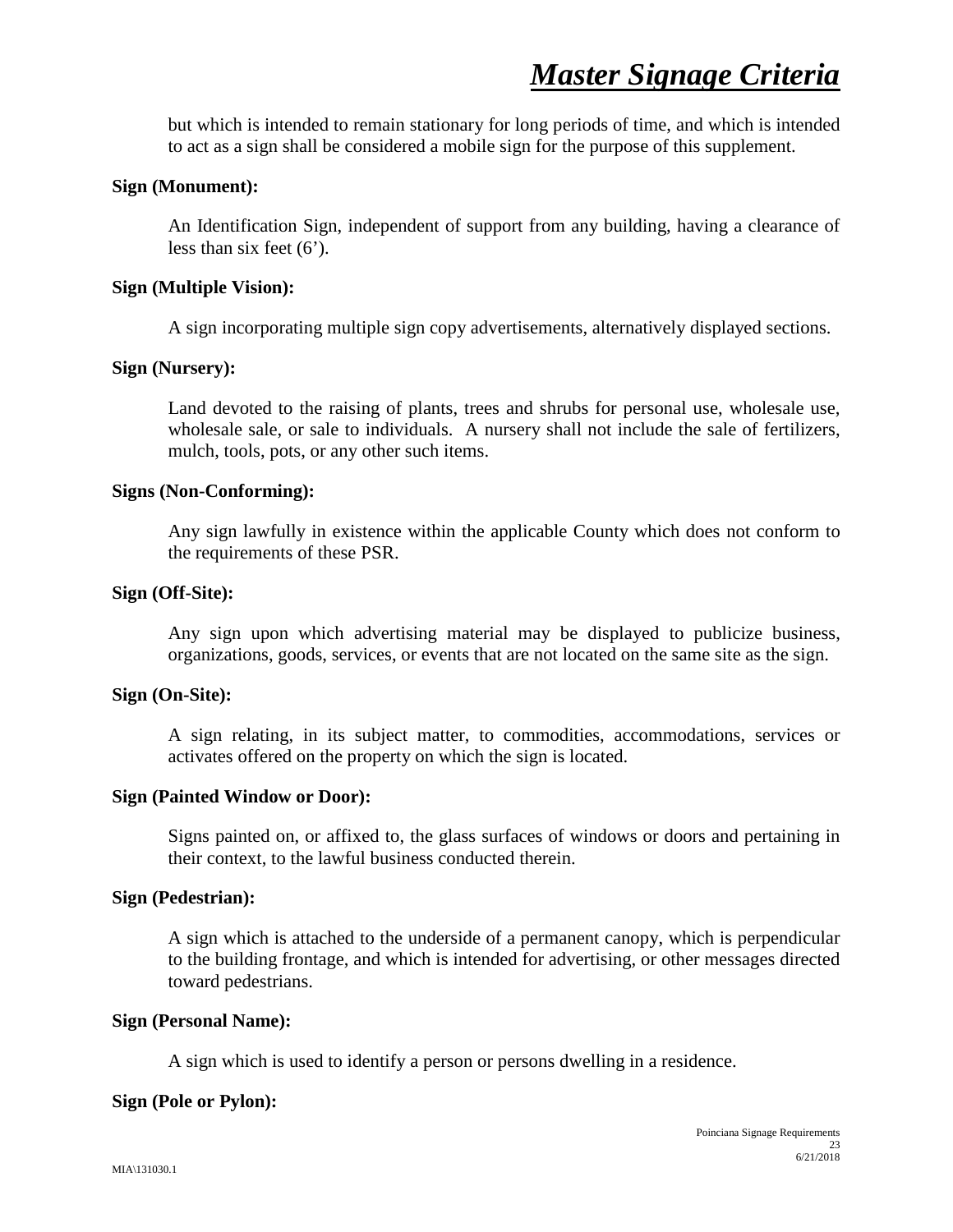but which is intended to remain stationary for long periods of time, and which is intended to act as a sign shall be considered a mobile sign for the purpose of this supplement.

**Sign (Monument):**

An Identification Sign, independent of support from any building, having a clearance of less than six feet (6').

**Sign (Multiple Vision):**

A sign incorporating multiple sign copy advertisements, alternatively displayed sections.

**Sign (Nursery):**

Land devoted to the raising of plants, trees and shrubs for personal use, wholesale use, wholesale sale, or sale to individuals. A nursery shall not include the sale of fertilizers, mulch, tools, pots, or any other such items.

**Signs (Non-Conforming):**

Any sign lawfully in existence within the applicable County which does not conform to the requirements of these PSR.

**Sign (Off-Site):**

Any sign upon which advertising material may be displayed to publicize business, organizations, goods, services, or events that are not located on the same site as the sign.

**Sign (On-Site):**

A sign relating, in its subject matter, to commodities, accommodations, services or activates offered on the property on which the sign is located.

**Sign (Painted Window or Door):**

Signs painted on, or affixed to, the glass surfaces of windows or doors and pertaining in their context, to the lawful business conducted therein.

**Sign (Pedestrian):**

A sign which is attached to the underside of a permanent canopy, which is perpendicular to the building frontage, and which is intended for advertising, or other messages directed toward pedestrians.

**Sign (Personal Name):**

A sign which is used to identify a person or persons dwelling in a residence.

**Sign (Pole or Pylon):**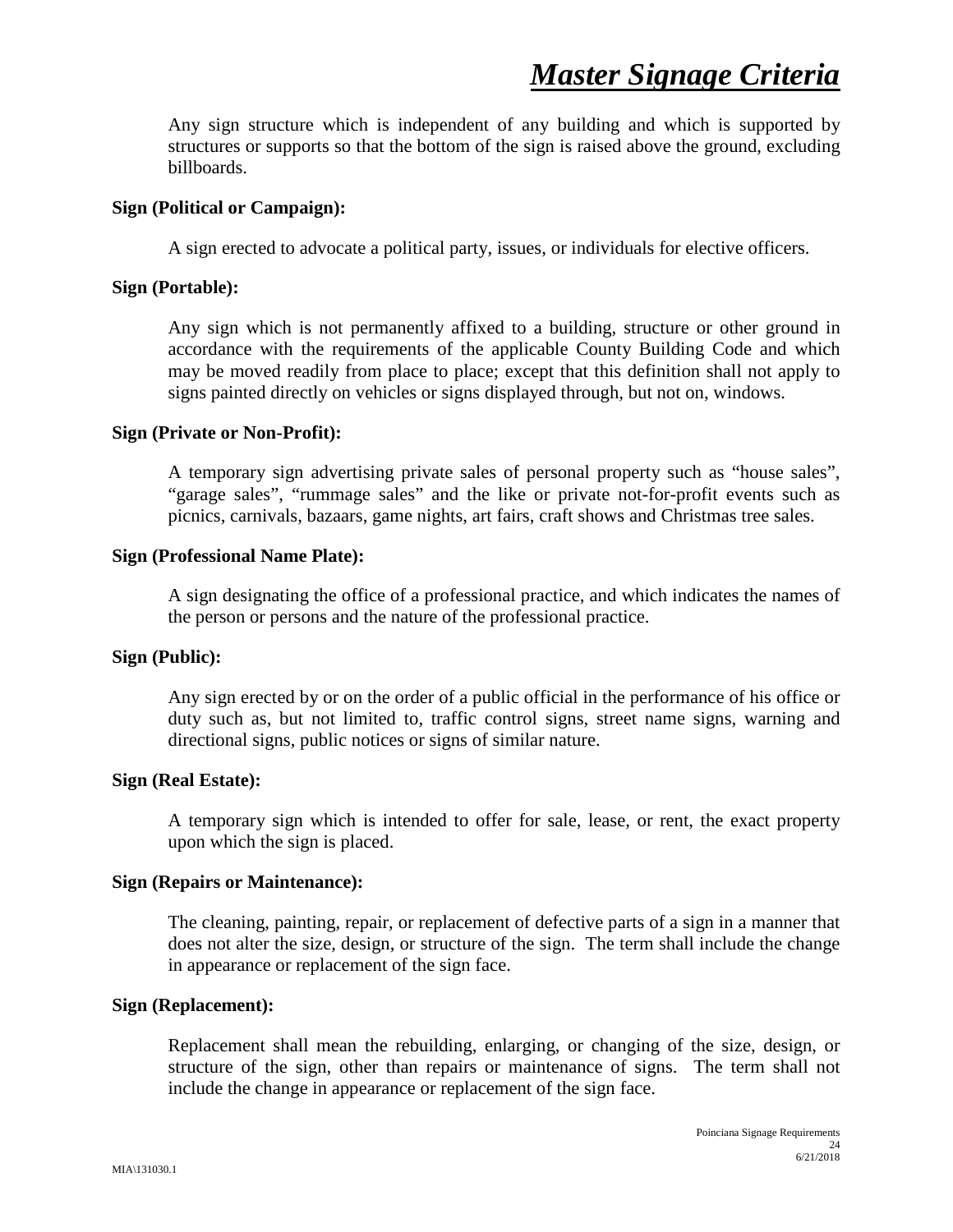Any sign structure which is independent of any building and which is supported by structures or supports so that the bottom of the sign is raised above the ground, excluding billboards.

**Sign (Political or Campaign):**

A sign erected to advocate a political party, issues, or individuals for elective officers.

**Sign (Portable):**

Any sign which is not permanently affixed to a building, structure or other ground in accordance with the requirements of the applicable County Building Code and which may be moved readily from place to place; except that this definition shall not apply to signs painted directly on vehicles or signs displayed through, but not on, windows.

**Sign (Private or Non-Profit):**

A temporary sign advertising private sales of personal property such as "house sales", "garage sales", "rummage sales" and the like or private not-for-profit events such as picnics, carnivals, bazaars, game nights, art fairs, craft shows and Christmas tree sales.

**Sign (Professional Name Plate):**

A sign designating the office of a professional practice, and which indicates the names of the person or persons and the nature of the professional practice.

**Sign (Public):**

Any sign erected by or on the order of a public official in the performance of his office or duty such as, but not limited to, traffic control signs, street name signs, warning and directional signs, public notices or signs of similar nature.

**Sign (Real Estate):**

A temporary sign which is intended to offer for sale, lease, or rent, the exact property upon which the sign is placed.

**Sign (Repairs or Maintenance):**

The cleaning, painting, repair, or replacement of defective parts of a sign in a manner that does not alter the size, design, or structure of the sign. The term shall include the change in appearance or replacement of the sign face.

**Sign (Replacement):**

Replacement shall mean the rebuilding, enlarging, or changing of the size, design, or structure of the sign, other than repairs or maintenance of signs. The term shall not include the change in appearance or replacement of the sign face.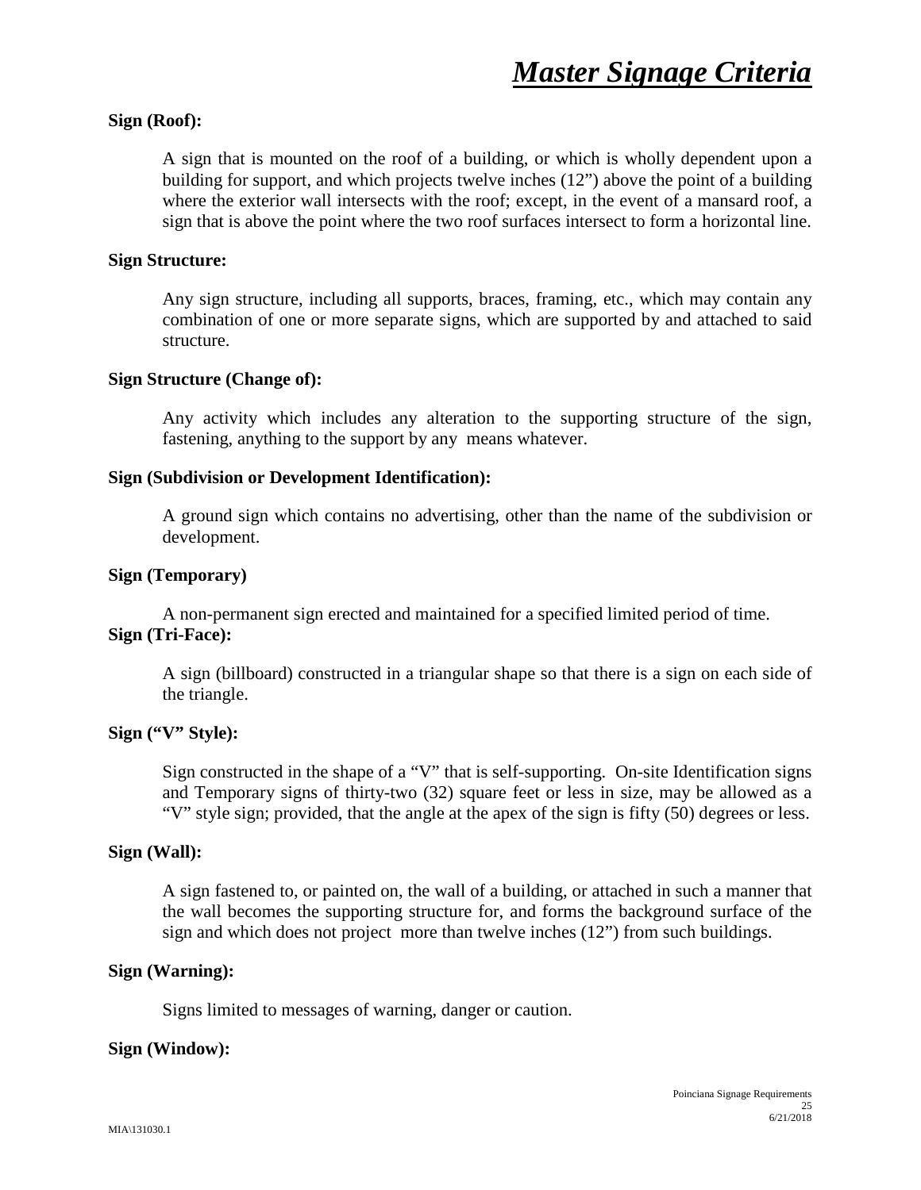**Sign (Roof):**

A sign that is mounted on the roof of a building, or which is wholly dependent upon a building for support, and which projects twelve inches (12") above the point of a building where the exterior wall intersects with the roof; except, in the event of a mansard roof, a sign that is above the point where the two roof surfaces intersect to form a horizontal line.

**Sign Structure:**

Any sign structure, including all supports, braces, framing, etc., which may contain any combination of one or more separate signs, which are supported by and attached to said structure.

**Sign Structure (Change of):**

Any activity which includes any alteration to the supporting structure of the sign, fastening, anything to the support by any means whatever.

**Sign (Subdivision or Development Identification):**

A ground sign which contains no advertising, other than the name of the subdivision or development.

**Sign (Temporary)**

A non-permanent sign erected and maintained for a specified limited period of time.

**Sign (Tri-Face):**

A sign (billboard) constructed in a triangular shape so that there is a sign on each side of the triangle.

**Sign ("V" Style):**

Sign constructed in the shape of a "V" that is self-supporting. On-site Identification signs and Temporary signs of thirty-two (32) square feet or less in size, may be allowed as a "V" style sign; provided, that the angle at the apex of the sign is fifty (50) degrees or less.

**Sign (Wall):**

A sign fastened to, or painted on, the wall of a building, or attached in such a manner that the wall becomes the supporting structure for, and forms the background surface of the sign and which does not project more than twelve inches (12") from such buildings.

**Sign (Warning):**

Signs limited to messages of warning, danger or caution.

**Sign (Window):**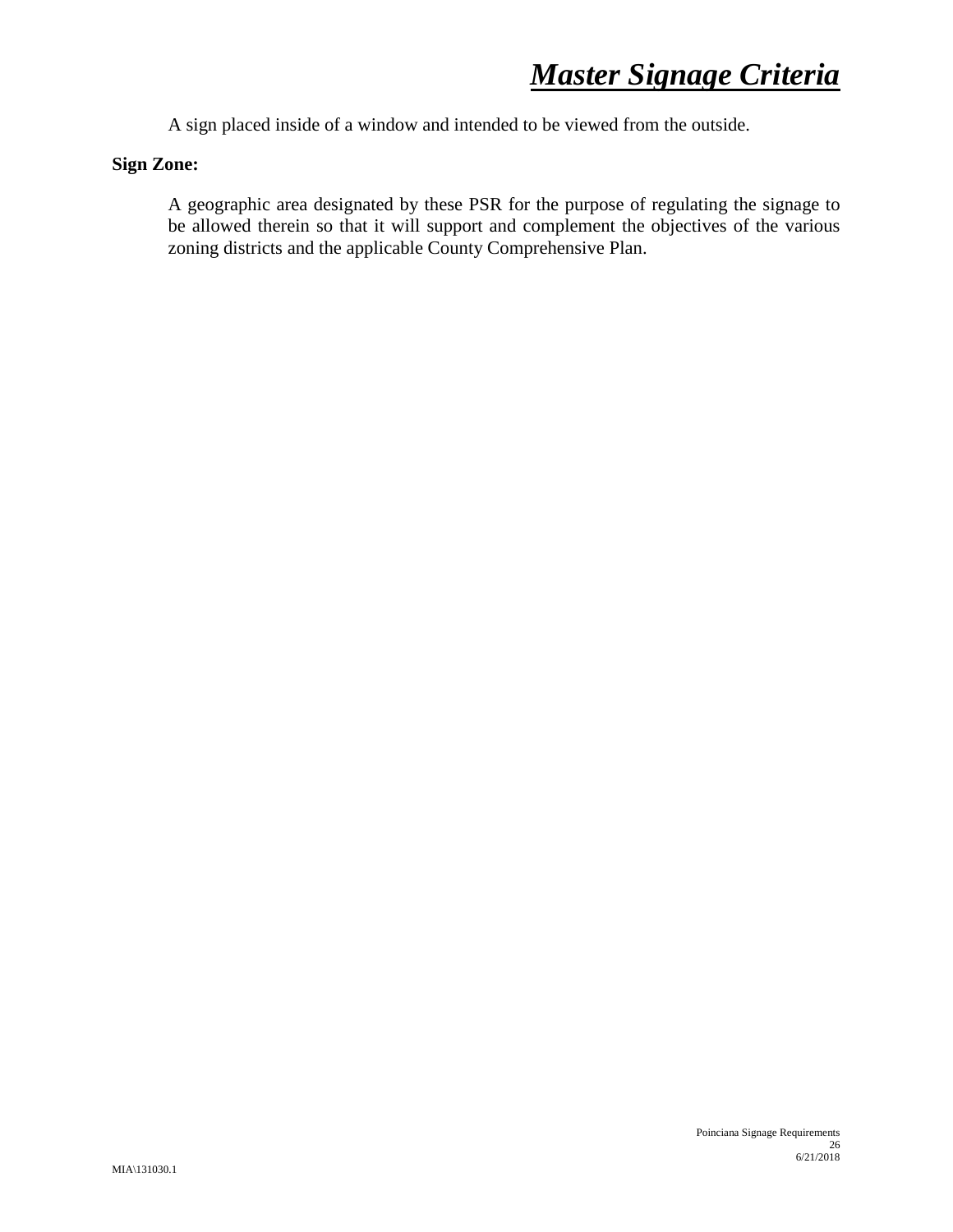A sign placed inside of a window and intended to be viewed from the outside.

**Sign Zone:**

A geographic area designated by these PSR for the purpose of regulating the signage to be allowed therein so that it will support and complement the objectives of the various zoning districts and the applicable County Comprehensive Plan.